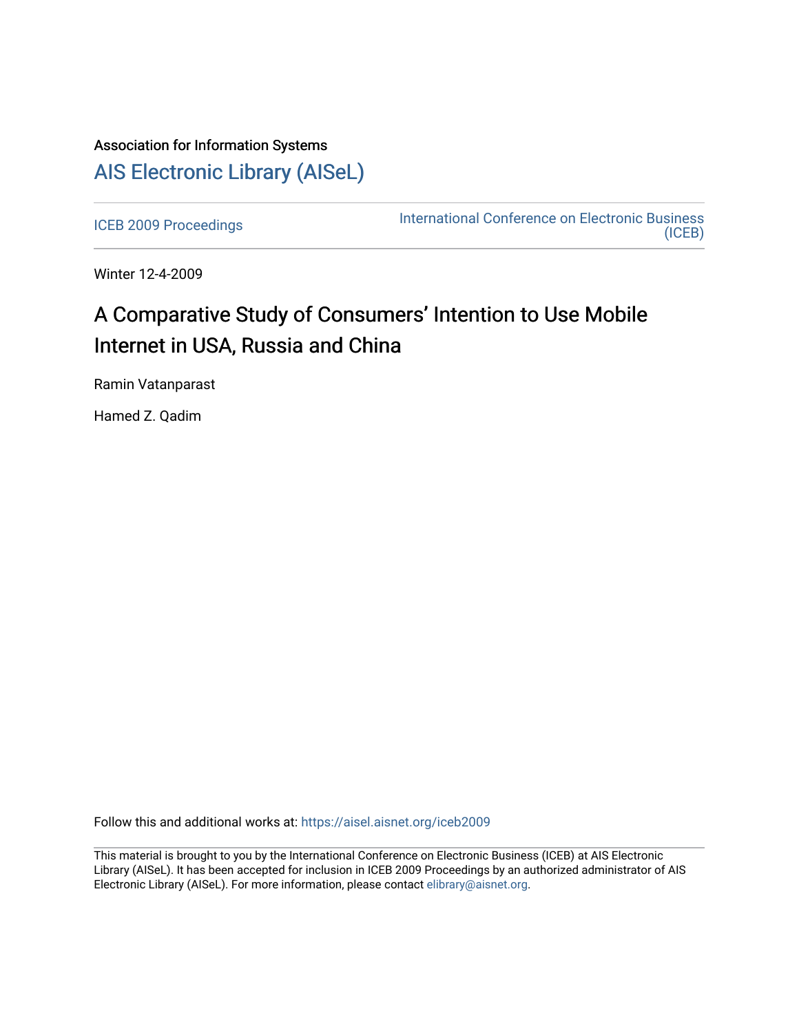Association for Information Systems

# AIS Electronic Library (AISeL)

ICEB 2009 Proceedings

International Conference on Electronic Business (ICEB)

Winter 12-4-2009

## A Comparative Study of Consumers' Intention to Use Mobile Internet in USA, Russia and China

Ramin Vatanparast

Hamed Z. Qadim

Follow this and additional works at: https://aisel.aisnet.org/iceb2009

This material is brought to you by the International Conference on Electronic Business (ICEB) at AIS Electronic Library (AISeL). It has been accepted for inclusion in ICEB 2009 Proceedings by an authorized administrator of AIS Electronic Library (AISeL). For more information, please contact elibrary@aisnet.org.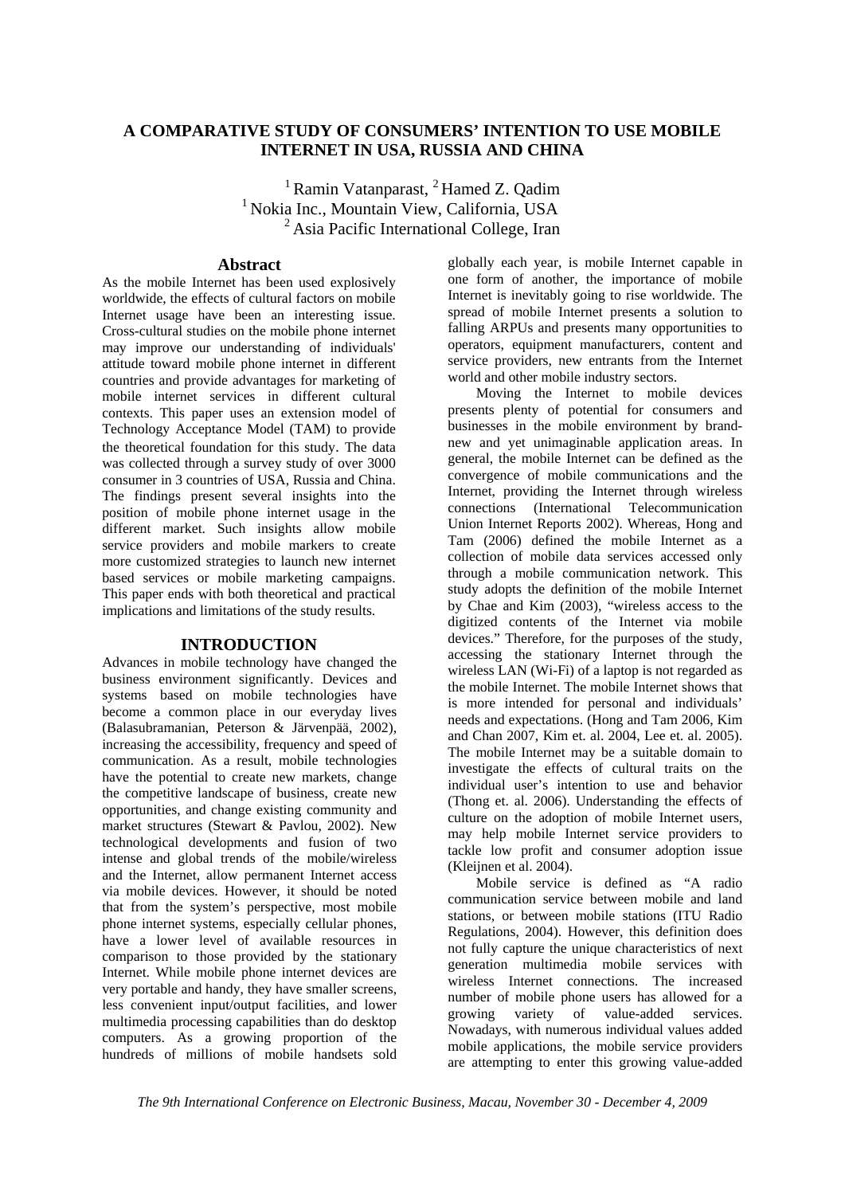# A COMPARATIVE STUDY OF CONSUMERS' INTENTION TO USE MOBILE INTERNET IN USA, RUSSIA AND CHINA

[1] Ramin Vatanparast, [2] Hamed Z. Qadim
[1] Nokia Inc., Mountain View, California, USA
[2] Asia Pacific International College, Iran

## Abstract

As the mobile Internet has been used explosively worldwide, the effects of cultural factors on mobile Internet usage have been an interesting issue. Cross-cultural studies on the mobile phone internet may improve our understanding of individuals' attitude toward mobile phone internet in different countries and provide advantages for marketing of mobile internet services in different cultural contexts. This paper uses an extension model of Technology Acceptance Model (TAM) to provide the theoretical foundation for this study. The data was collected through a survey study of over 3000 consumer in 3 countries of USA, Russia and China. The findings present several insights into the position of mobile phone internet usage in the different market. Such insights allow mobile service providers and mobile markers to create more customized strategies to launch new internet based services or mobile marketing campaigns. This paper ends with both theoretical and practical implications and limitations of the study results.

## INTRODUCTION

Advances in mobile technology have changed the business environment significantly. Devices and systems based on mobile technologies have become a common place in our everyday lives (Balasubramanian, Peterson & Järvenpää, 2002), increasing the accessibility, frequency and speed of communication. As a result, mobile technologies have the potential to create new markets, change the competitive landscape of business, create new opportunities, and change existing community and market structures (Stewart & Pavlou, 2002). New technological developments and fusion of two intense and global trends of the mobile/wireless and the Internet, allow permanent Internet access via mobile devices. However, it should be noted that from the system's perspective, most mobile phone internet systems, especially cellular phones, have a lower level of available resources in comparison to those provided by the stationary Internet. While mobile phone internet devices are very portable and handy, they have smaller screens, less convenient input/output facilities, and lower multimedia processing capabilities than do desktop computers. As a growing proportion of the hundreds of millions of mobile handsets sold globally each year, is mobile Internet capable in one form of another, the importance of mobile Internet is inevitably going to rise worldwide. The spread of mobile Internet presents a solution to falling ARPUs and presents many opportunities to operators, equipment manufacturers, content and service providers, new entrants from the Internet world and other mobile industry sectors.

Moving the Internet to mobile devices presents plenty of potential for consumers and businesses in the mobile environment by brand-new and yet unimaginable application areas. In general, the mobile Internet can be defined as the convergence of mobile communications and the Internet, providing the Internet through wireless connections (International Telecommunication Union Internet Reports 2002). Whereas, Hong and Tam (2006) defined the mobile Internet as a collection of mobile data services accessed only through a mobile communication network. This study adopts the definition of the mobile Internet by Chae and Kim (2003), "wireless access to the digitized contents of the Internet via mobile devices." Therefore, for the purposes of the study, accessing the stationary Internet through the wireless LAN (Wi-Fi) of a laptop is not regarded as the mobile Internet. The mobile Internet shows that is more intended for personal and individuals' needs and expectations. (Hong and Tam 2006, Kim and Chan 2007, Kim et. al. 2004, Lee et. al. 2005). The mobile Internet may be a suitable domain to investigate the effects of cultural traits on the individual user's intention to use and behavior (Thong et. al. 2006). Understanding the effects of culture on the adoption of mobile Internet users, may help mobile Internet service providers to tackle low profit and consumer adoption issue (Kleijnen et al. 2004).

Mobile service is defined as "A radio communication service between mobile and land stations, or between mobile stations (ITU Radio Regulations, 2004). However, this definition does not fully capture the unique characteristics of next generation multimedia mobile services with wireless Internet connections. The increased number of mobile phone users has allowed for a growing variety of value-added services. Nowadays, with numerous individual values added mobile applications, the mobile service providers are attempting to enter this growing value-added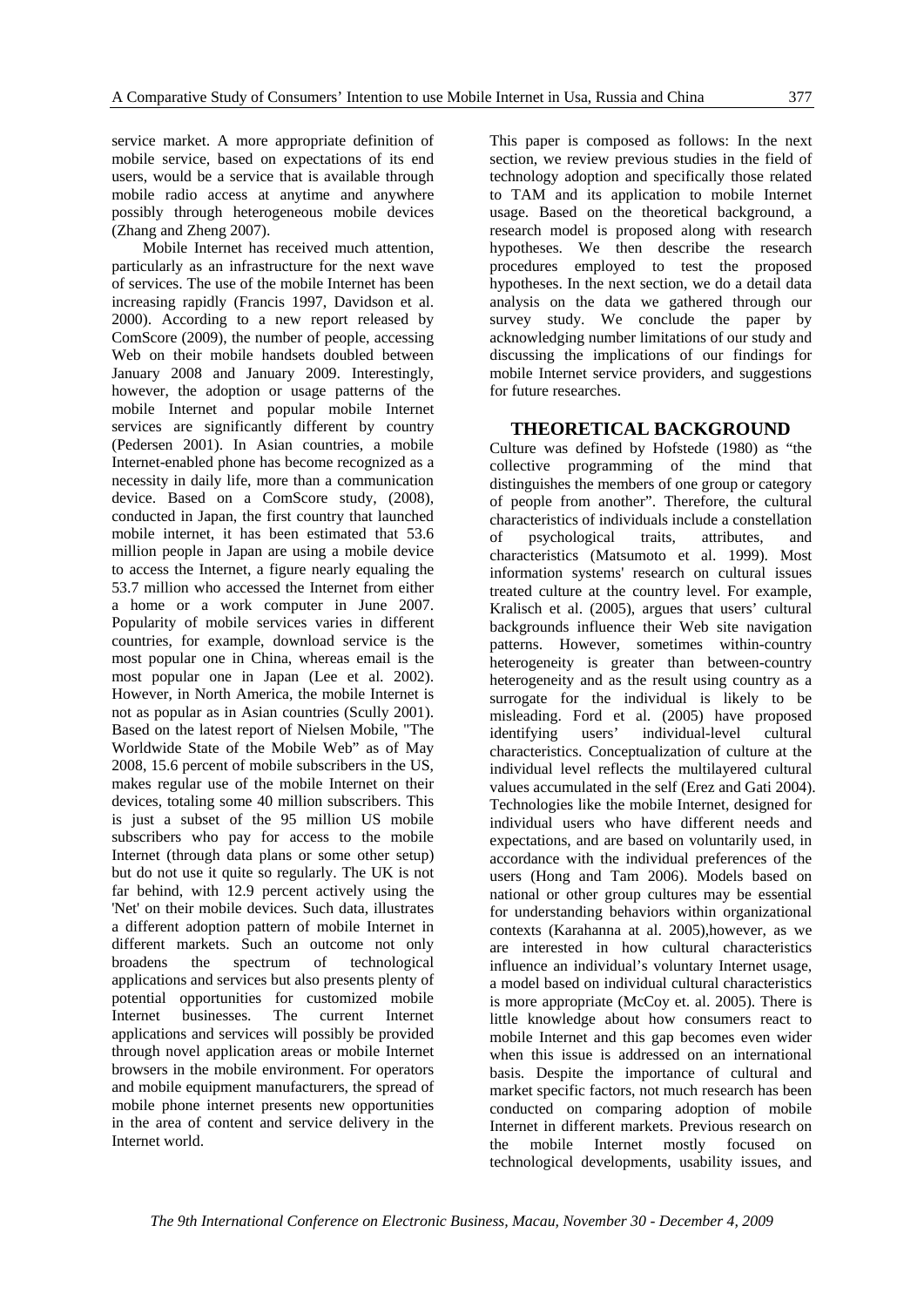service market. A more appropriate definition of mobile service, based on expectations of its end users, would be a service that is available through mobile radio access at anytime and anywhere possibly through heterogeneous mobile devices (Zhang and Zheng 2007).

Mobile Internet has received much attention, particularly as an infrastructure for the next wave of services. The use of the mobile Internet has been increasing rapidly (Francis 1997, Davidson et al. 2000). According to a new report released by ComScore (2009), the number of people, accessing Web on their mobile handsets doubled between January 2008 and January 2009. Interestingly, however, the adoption or usage patterns of the mobile Internet and popular mobile Internet services are significantly different by country (Pedersen 2001). In Asian countries, a mobile Internet-enabled phone has become recognized as a necessity in daily life, more than a communication device. Based on a ComScore study, (2008), conducted in Japan, the first country that launched mobile internet, it has been estimated that 53.6 million people in Japan are using a mobile device to access the Internet, a figure nearly equaling the 53.7 million who accessed the Internet from either a home or a work computer in June 2007. Popularity of mobile services varies in different countries, for example, download service is the most popular one in China, whereas email is the most popular one in Japan (Lee et al. 2002). However, in North America, the mobile Internet is not as popular as in Asian countries (Scully 2001). Based on the latest report of Nielsen Mobile, "The Worldwide State of the Mobile Web" as of May 2008, 15.6 percent of mobile subscribers in the US, makes regular use of the mobile Internet on their devices, totaling some 40 million subscribers. This is just a subset of the 95 million US mobile subscribers who pay for access to the mobile Internet (through data plans or some other setup) but do not use it quite so regularly. The UK is not far behind, with 12.9 percent actively using the 'Net' on their mobile devices. Such data, illustrates a different adoption pattern of mobile Internet in different markets. Such an outcome not only broadens the spectrum of technological applications and services but also presents plenty of potential opportunities for customized mobile Internet businesses. The current Internet applications and services will possibly be provided through novel application areas or mobile Internet browsers in the mobile environment. For operators and mobile equipment manufacturers, the spread of mobile phone internet presents new opportunities in the area of content and service delivery in the Internet world.

This paper is composed as follows: In the next section, we review previous studies in the field of technology adoption and specifically those related to TAM and its application to mobile Internet usage. Based on the theoretical background, a research model is proposed along with research hypotheses. We then describe the research procedures employed to test the proposed hypotheses. In the next section, we do a detail data analysis on the data we gathered through our survey study. We conclude the paper by acknowledging number limitations of our study and discussing the implications of our findings for mobile Internet service providers, and suggestions for future researches.

## THEORETICAL BACKGROUND

Culture was defined by Hofstede (1980) as "the collective programming of the mind that distinguishes the members of one group or category of people from another". Therefore, the cultural characteristics of individuals include a constellation of psychological traits, attributes, and characteristics (Matsumoto et al. 1999). Most information systems' research on cultural issues treated culture at the country level. For example, Kralisch et al. (2005), argues that users' cultural backgrounds influence their Web site navigation patterns. However, sometimes within-country heterogeneity is greater than between-country heterogeneity and as the result using country as a surrogate for the individual is likely to be misleading. Ford et al. (2005) have proposed identifying users' individual-level cultural characteristics. Conceptualization of culture at the individual level reflects the multilayered cultural values accumulated in the self (Erez and Gati 2004). Technologies like the mobile Internet, designed for individual users who have different needs and expectations, and are based on voluntarily used, in accordance with the individual preferences of the users (Hong and Tam 2006). Models based on national or other group cultures may be essential for understanding behaviors within organizational contexts (Karahanna at al. 2005),however, as we are interested in how cultural characteristics influence an individual's voluntary Internet usage, a model based on individual cultural characteristics is more appropriate (McCoy et. al. 2005). There is little knowledge about how consumers react to mobile Internet and this gap becomes even wider when this issue is addressed on an international basis. Despite the importance of cultural and market specific factors, not much research has been conducted on comparing adoption of mobile Internet in different markets. Previous research on the mobile Internet mostly focused on technological developments, usability issues, and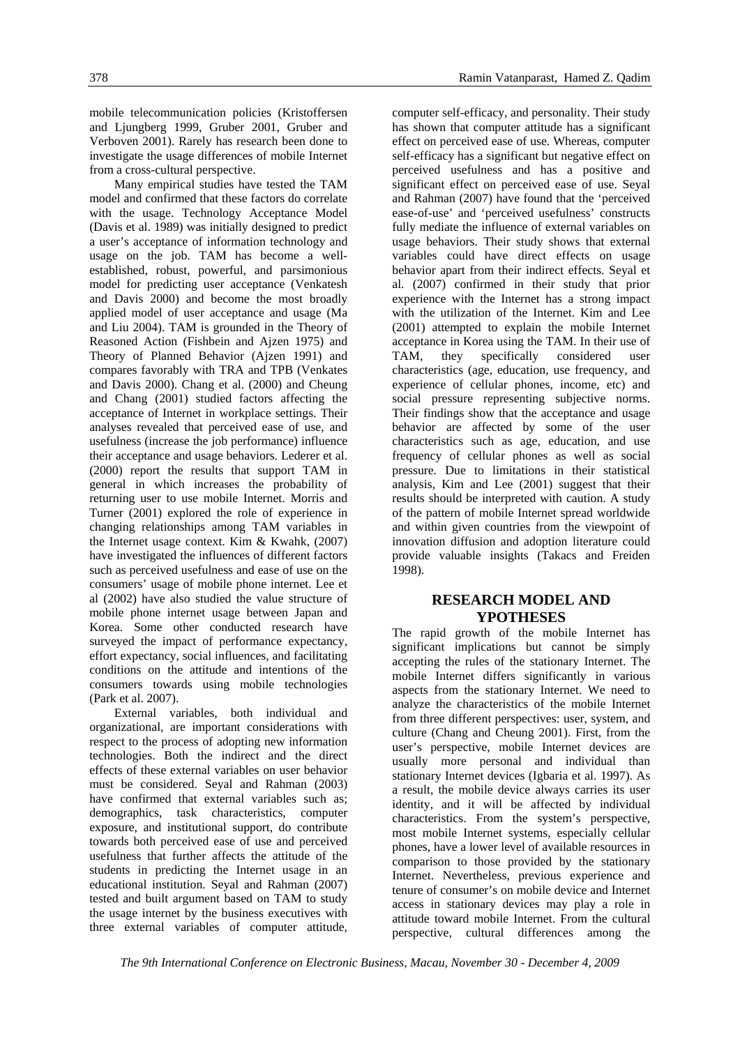mobile telecommunication policies (Kristoffersen and Ljungberg 1999, Gruber 2001, Gruber and Verboven 2001). Rarely has research been done to investigate the usage differences of mobile Internet from a cross-cultural perspective.

Many empirical studies have tested the TAM model and confirmed that these factors do correlate with the usage. Technology Acceptance Model (Davis et al. 1989) was initially designed to predict a user's acceptance of information technology and usage on the job. TAM has become a well-established, robust, powerful, and parsimonious model for predicting user acceptance (Venkatesh and Davis 2000) and become the most broadly applied model of user acceptance and usage (Ma and Liu 2004). TAM is grounded in the Theory of Reasoned Action (Fishbein and Ajzen 1975) and Theory of Planned Behavior (Ajzen 1991) and compares favorably with TRA and TPB (Venkates and Davis 2000). Chang et al. (2000) and Cheung and Chang (2001) studied factors affecting the acceptance of Internet in workplace settings. Their analyses revealed that perceived ease of use, and usefulness (increase the job performance) influence their acceptance and usage behaviors. Lederer et al. (2000) report the results that support TAM in general in which increases the probability of returning user to use mobile Internet. Morris and Turner (2001) explored the role of experience in changing relationships among TAM variables in the Internet usage context. Kim & Kwahk, (2007) have investigated the influences of different factors such as perceived usefulness and ease of use on the consumers' usage of mobile phone internet. Lee et al (2002) have also studied the value structure of mobile phone internet usage between Japan and Korea. Some other conducted research have surveyed the impact of performance expectancy, effort expectancy, social influences, and facilitating conditions on the attitude and intentions of the consumers towards using mobile technologies (Park et al. 2007).

External variables, both individual and organizational, are important considerations with respect to the process of adopting new information technologies. Both the indirect and the direct effects of these external variables on user behavior must be considered. Seyal and Rahman (2003) have confirmed that external variables such as; demographics, task characteristics, computer exposure, and institutional support, do contribute towards both perceived ease of use and perceived usefulness that further affects the attitude of the students in predicting the Internet usage in an educational institution. Seyal and Rahman (2007) tested and built argument based on TAM to study the usage internet by the business executives with three external variables of computer attitude, computer self-efficacy, and personality. Their study has shown that computer attitude has a significant effect on perceived ease of use. Whereas, computer self-efficacy has a significant but negative effect on perceived usefulness and has a positive and significant effect on perceived ease of use. Seyal and Rahman (2007) have found that the 'perceived ease-of-use' and 'perceived usefulness' constructs fully mediate the influence of external variables on usage behaviors. Their study shows that external variables could have direct effects on usage behavior apart from their indirect effects. Seyal et al. (2007) confirmed in their study that prior experience with the Internet has a strong impact with the utilization of the Internet. Kim and Lee (2001) attempted to explain the mobile Internet acceptance in Korea using the TAM. In their use of TAM, they specifically considered user characteristics (age, education, use frequency, and experience of cellular phones, income, etc) and social pressure representing subjective norms. Their findings show that the acceptance and usage behavior are affected by some of the user characteristics such as age, education, and use frequency of cellular phones as well as social pressure. Due to limitations in their statistical analysis, Kim and Lee (2001) suggest that their results should be interpreted with caution. A study of the pattern of mobile Internet spread worldwide and within given countries from the viewpoint of innovation diffusion and adoption literature could provide valuable insights (Takacs and Freiden 1998).

## RESEARCH MODEL AND YPOTHESES

The rapid growth of the mobile Internet has significant implications but cannot be simply accepting the rules of the stationary Internet. The mobile Internet differs significantly in various aspects from the stationary Internet. We need to analyze the characteristics of the mobile Internet from three different perspectives: user, system, and culture (Chang and Cheung 2001). First, from the user's perspective, mobile Internet devices are usually more personal and individual than stationary Internet devices (Igbaria et al. 1997). As a result, the mobile device always carries its user identity, and it will be affected by individual characteristics. From the system's perspective, most mobile Internet systems, especially cellular phones, have a lower level of available resources in comparison to those provided by the stationary Internet. Nevertheless, previous experience and tenure of consumer's on mobile device and Internet access in stationary devices may play a role in attitude toward mobile Internet. From the cultural perspective, cultural differences among the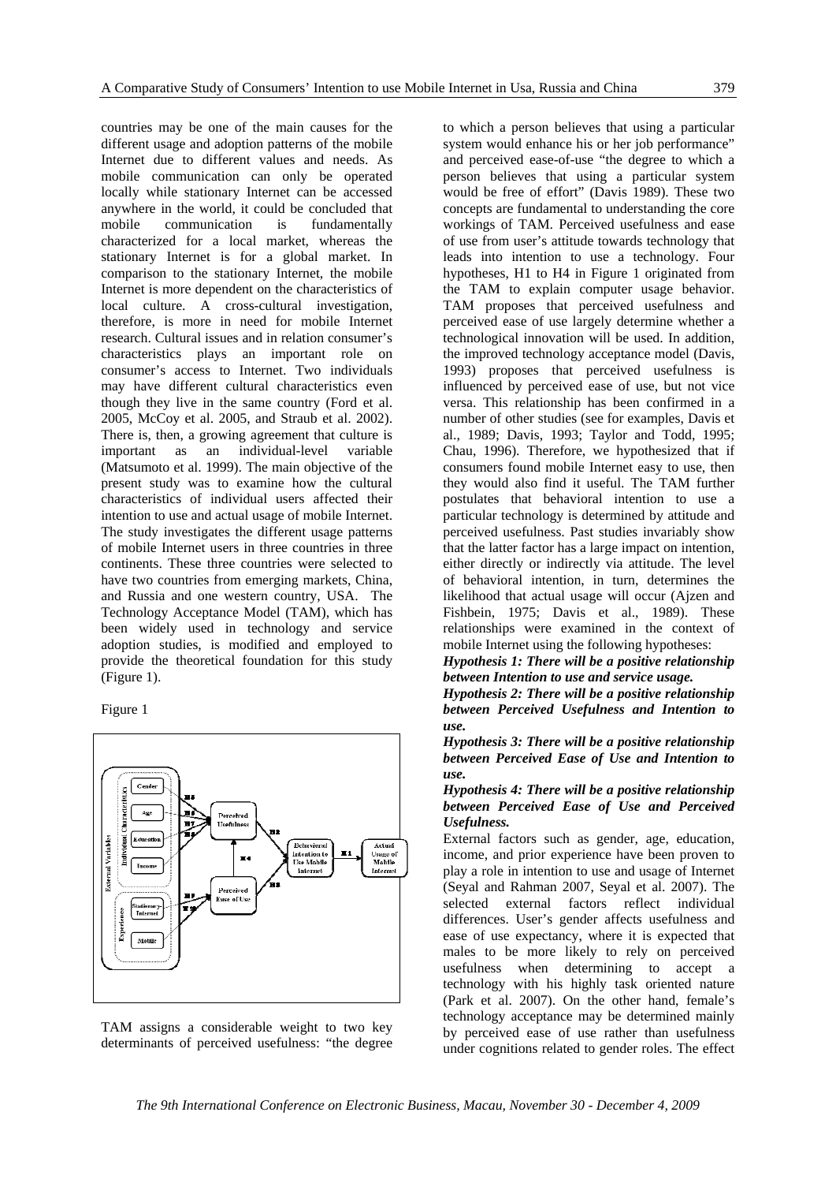countries may be one of the main causes for the different usage and adoption patterns of the mobile Internet due to different values and needs. As mobile communication can only be operated locally while stationary Internet can be accessed anywhere in the world, it could be concluded that mobile communication is fundamentally characterized for a local market, whereas the stationary Internet is for a global market. In comparison to the stationary Internet, the mobile Internet is more dependent on the characteristics of local culture. A cross-cultural investigation, therefore, is more in need for mobile Internet research. Cultural issues and in relation consumer's characteristics plays an important role on consumer's access to Internet. Two individuals may have different cultural characteristics even though they live in the same country (Ford et al. 2005, McCoy et al. 2005, and Straub et al. 2002). There is, then, a growing agreement that culture is important as an individual-level variable (Matsumoto et al. 1999). The main objective of the present study was to examine how the cultural characteristics of individual users affected their intention to use and actual usage of mobile Internet. The study investigates the different usage patterns of mobile Internet users in three countries in three continents. These three countries were selected to have two countries from emerging markets, China, and Russia and one western country, USA. The Technology Acceptance Model (TAM), which has been widely used in technology and service adoption studies, is modified and employed to provide the theoretical foundation for this study (Figure 1).

Figure 1

TAM assigns a considerable weight to two key determinants of perceived usefulness: "the degree to which a person believes that using a particular system would enhance his or her job performance" and perceived ease-of-use "the degree to which a person believes that using a particular system would be free of effort" (Davis 1989). These two concepts are fundamental to understanding the core workings of TAM. Perceived usefulness and ease of use from user's attitude towards technology that leads into intention to use a technology. Four hypotheses, H1 to H4 in Figure 1 originated from the TAM to explain computer usage behavior. TAM proposes that perceived usefulness and perceived ease of use largely determine whether a technological innovation will be used. In addition, the improved technology acceptance model (Davis, 1993) proposes that perceived usefulness is influenced by perceived ease of use, but not vice versa. This relationship has been confirmed in a number of other studies (see for examples, Davis et al., 1989; Davis, 1993; Taylor and Todd, 1995; Chau, 1996). Therefore, we hypothesized that if consumers found mobile Internet easy to use, then they would also find it useful. The TAM further postulates that behavioral intention to use a particular technology is determined by attitude and perceived usefulness. Past studies invariably show that the latter factor has a large impact on intention, either directly or indirectly via attitude. The level of behavioral intention, in turn, determines the likelihood that actual usage will occur (Ajzen and Fishbein, 1975; Davis et al., 1989). These relationships were examined in the context of mobile Internet using the following hypotheses:

***Hypothesis 1: There will be a positive relationship between Intention to use and service usage.***

***Hypothesis 2: There will be a positive relationship between Perceived Usefulness and Intention to use.***

***Hypothesis 3: There will be a positive relationship between Perceived Ease of Use and Intention to use.***

***Hypothesis 4: There will be a positive relationship between Perceived Ease of Use and Perceived Usefulness.***

External factors such as gender, age, education, income, and prior experience have been proven to play a role in intention to use and usage of Internet (Seyal and Rahman 2007, Seyal et al. 2007). The selected external factors reflect individual differences. User's gender affects usefulness and ease of use expectancy, where it is expected that males to be more likely to rely on perceived usefulness when determining to accept a technology with his highly task oriented nature (Park et al. 2007). On the other hand, female's technology acceptance may be determined mainly by perceived ease of use rather than usefulness under cognitions related to gender roles. The effect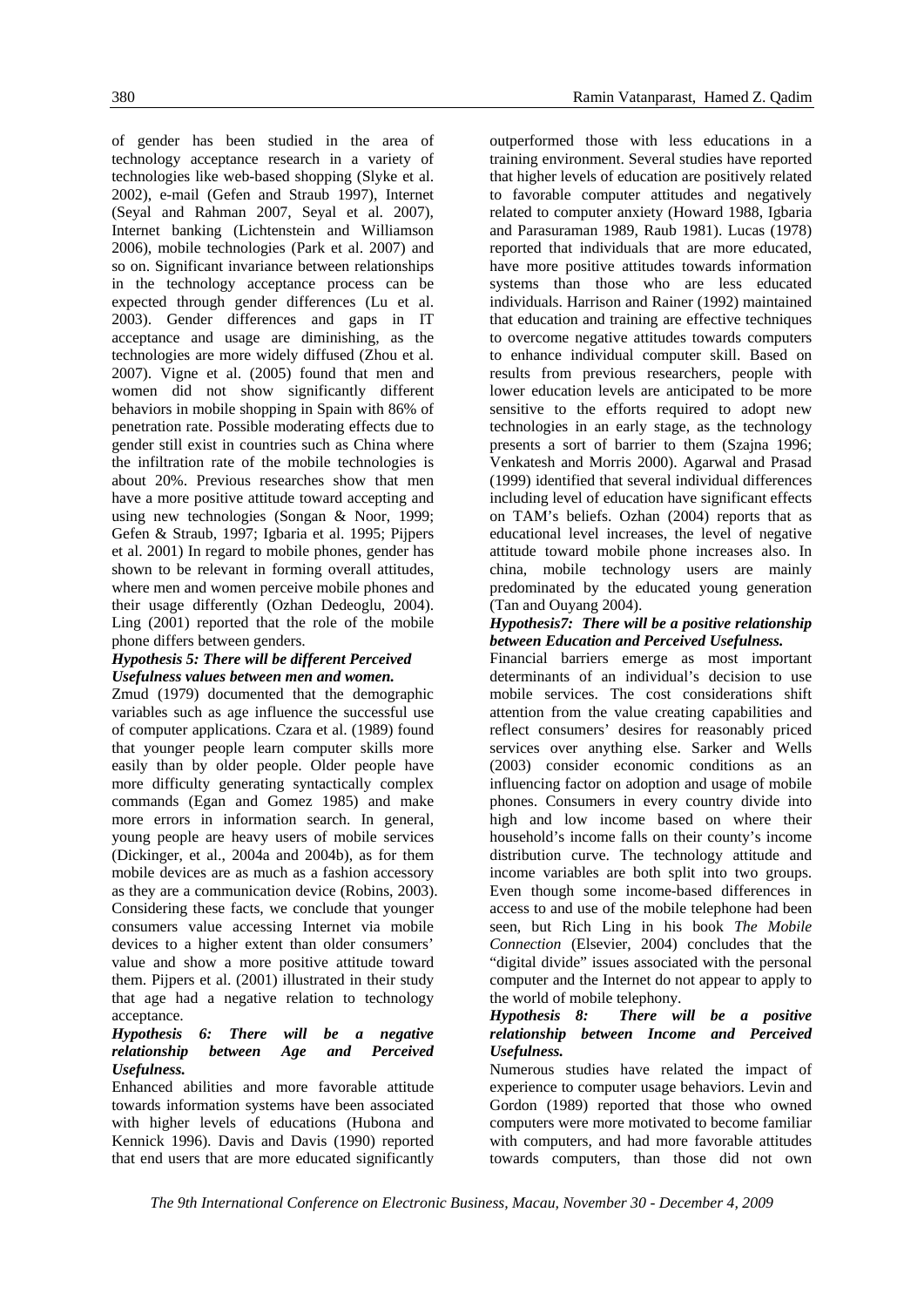of gender has been studied in the area of technology acceptance research in a variety of technologies like web-based shopping (Slyke et al. 2002), e-mail (Gefen and Straub 1997), Internet (Seyal and Rahman 2007, Seyal et al. 2007), Internet banking (Lichtenstein and Williamson 2006), mobile technologies (Park et al. 2007) and so on. Significant invariance between relationships in the technology acceptance process can be expected through gender differences (Lu et al. 2003). Gender differences and gaps in IT acceptance and usage are diminishing, as the technologies are more widely diffused (Zhou et al. 2007). Vigne et al. (2005) found that men and women did not show significantly different behaviors in mobile shopping in Spain with 86% of penetration rate. Possible moderating effects due to gender still exist in countries such as China where the infiltration rate of the mobile technologies is about 20%. Previous researches show that men have a more positive attitude toward accepting and using new technologies (Songan & Noor, 1999; Gefen & Straub, 1997; Igbaria et al. 1995; Pijpers et al. 2001) In regard to mobile phones, gender has shown to be relevant in forming overall attitudes, where men and women perceive mobile phones and their usage differently (Ozhan Dedeoglu, 2004). Ling (2001) reported that the role of the mobile phone differs between genders.

***Hypothesis 5: There will be different Perceived Usefulness values between men and women.***

Zmud (1979) documented that the demographic variables such as age influence the successful use of computer applications. Czara et al. (1989) found that younger people learn computer skills more easily than by older people. Older people have more difficulty generating syntactically complex commands (Egan and Gomez 1985) and make more errors in information search. In general, young people are heavy users of mobile services (Dickinger, et al., 2004a and 2004b), as for them mobile devices are as much as a fashion accessory as they are a communication device (Robins, 2003). Considering these facts, we conclude that younger consumers value accessing Internet via mobile devices to a higher extent than older consumers' value and show a more positive attitude toward them. Pijpers et al. (2001) illustrated in their study that age had a negative relation to technology acceptance.

***Hypothesis 6: There will be a negative relationship between Age and Perceived Usefulness.***

Enhanced abilities and more favorable attitude towards information systems have been associated with higher levels of educations (Hubona and Kennick 1996). Davis and Davis (1990) reported that end users that are more educated significantly outperformed those with less educations in a training environment. Several studies have reported that higher levels of education are positively related to favorable computer attitudes and negatively related to computer anxiety (Howard 1988, Igbaria and Parasuraman 1989, Raub 1981). Lucas (1978) reported that individuals that are more educated, have more positive attitudes towards information systems than those who are less educated individuals. Harrison and Rainer (1992) maintained that education and training are effective techniques to overcome negative attitudes towards computers to enhance individual computer skill. Based on results from previous researchers, people with lower education levels are anticipated to be more sensitive to the efforts required to adopt new technologies in an early stage, as the technology presents a sort of barrier to them (Szajna 1996; Venkatesh and Morris 2000). Agarwal and Prasad (1999) identified that several individual differences including level of education have significant effects on TAM's beliefs. Ozhan (2004) reports that as educational level increases, the level of negative attitude toward mobile phone increases also. In china, mobile technology users are mainly predominated by the educated young generation (Tan and Ouyang 2004).

***Hypothesis7: There will be a positive relationship between Education and Perceived Usefulness.***

Financial barriers emerge as most important determinants of an individual's decision to use mobile services. The cost considerations shift attention from the value creating capabilities and reflect consumers' desires for reasonably priced services over anything else. Sarker and Wells (2003) consider economic conditions as an influencing factor on adoption and usage of mobile phones. Consumers in every country divide into high and low income based on where their household's income falls on their county's income distribution curve. The technology attitude and income variables are both split into two groups. Even though some income-based differences in access to and use of the mobile telephone had been seen, but Rich Ling in his book *The Mobile Connection* (Elsevier, 2004) concludes that the "digital divide" issues associated with the personal computer and the Internet do not appear to apply to the world of mobile telephony.

***Hypothesis 8: There will be a positive relationship between Income and Perceived Usefulness.***

Numerous studies have related the impact of experience to computer usage behaviors. Levin and Gordon (1989) reported that those who owned computers were more motivated to become familiar with computers, and had more favorable attitudes towards computers, than those did not own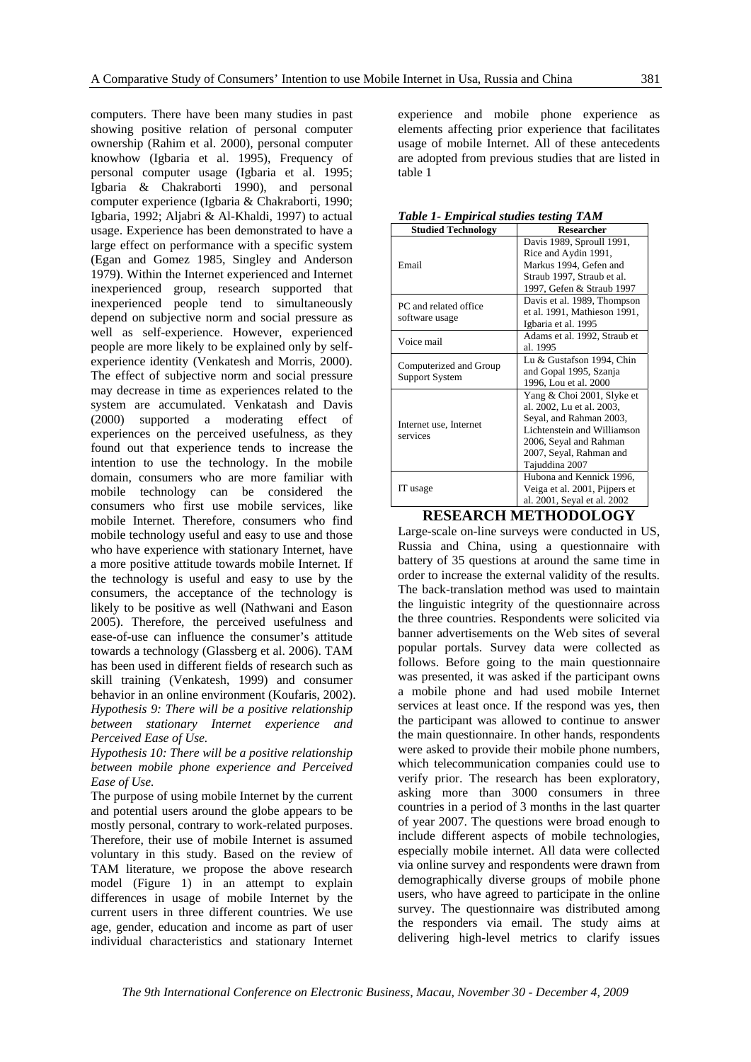computers. There have been many studies in past showing positive relation of personal computer ownership (Rahim et al. 2000), personal computer knowhow (Igbaria et al. 1995), Frequency of personal computer usage (Igbaria et al. 1995; Igbaria & Chakraborti 1990), and personal computer experience (Igbaria & Chakraborti, 1990; Igbaria, 1992; Aljabri & Al-Khaldi, 1997) to actual usage. Experience has been demonstrated to have a large effect on performance with a specific system (Egan and Gomez 1985, Singley and Anderson 1979). Within the Internet experienced and Internet inexperienced group, research supported that inexperienced people tend to simultaneously depend on subjective norm and social pressure as well as self-experience. However, experienced people are more likely to be explained only by self-experience identity (Venkatesh and Morris, 2000). The effect of subjective norm and social pressure may decrease in time as experiences related to the system are accumulated. Venkatash and Davis (2000) supported a moderating effect of experiences on the perceived usefulness, as they found out that experience tends to increase the intention to use the technology. In the mobile domain, consumers who are more familiar with mobile technology can be considered the consumers who first use mobile services, like mobile Internet. Therefore, consumers who find mobile technology useful and easy to use and those who have experience with stationary Internet, have a more positive attitude towards mobile Internet. If the technology is useful and easy to use by the consumers, the acceptance of the technology is likely to be positive as well (Nathwani and Eason 2005). Therefore, the perceived usefulness and ease-of-use can influence the consumer's attitude towards a technology (Glassberg et al. 2006). TAM has been used in different fields of research such as skill training (Venkatesh, 1999) and consumer behavior in an online environment (Koufaris, 2002).

*Hypothesis 9: There will be a positive relationship between stationary Internet experience and Perceived Ease of Use.*

*Hypothesis 10: There will be a positive relationship between mobile phone experience and Perceived Ease of Use.*

The purpose of using mobile Internet by the current and potential users around the globe appears to be mostly personal, contrary to work-related purposes. Therefore, their use of mobile Internet is assumed voluntary in this study. Based on the review of TAM literature, we propose the above research model (Figure 1) in an attempt to explain differences in usage of mobile Internet by the current users in three different countries. We use age, gender, education and income as part of user individual characteristics and stationary Internet experience and mobile phone experience as elements affecting prior experience that facilitates usage of mobile Internet. All of these antecedents are adopted from previous studies that are listed in table 1

***Table 1- Empirical studies testing TAM***

| Studied Technology | Researcher |
|---|---|
| Email | Davis 1989, Sproull 1991, Rice and Aydin 1991, Markus 1994, Gefen and Straub 1997, Straub et al. 1997, Gefen & Straub 1997 |
| PC and related office software usage | Davis et al. 1989, Thompson et al. 1991, Mathieson 1991, Igbaria et al. 1995 |
| Voice mail | Adams et al. 1992, Straub et al. 1995 |
| Computerized and Group Support System | Lu & Gustafson 1994, Chin and Gopal 1995, Szanja 1996, Lou et al. 2000 |
| Internet use, Internet services | Yang & Choi 2001, Slyke et al. 2002, Lu et al. 2003, Seyal, and Rahman 2003, Lichtenstein and Williamson 2006, Seyal and Rahman 2007, Seyal, Rahman and Tajuddina 2007 |
| IT usage | Hubona and Kennick 1996, Veiga et al. 2001, Pijpers et al. 2001, Seyal et al. 2002 |

## RESEARCH METHODOLOGY

Large-scale on-line surveys were conducted in US, Russia and China, using a questionnaire with battery of 35 questions at around the same time in order to increase the external validity of the results. The back-translation method was used to maintain the linguistic integrity of the questionnaire across the three countries. Respondents were solicited via banner advertisements on the Web sites of several popular portals. Survey data were collected as follows. Before going to the main questionnaire was presented, it was asked if the participant owns a mobile phone and had used mobile Internet services at least once. If the respond was yes, then the participant was allowed to continue to answer the main questionnaire. In other hands, respondents were asked to provide their mobile phone numbers, which telecommunication companies could use to verify prior. The research has been exploratory, asking more than 3000 consumers in three countries in a period of 3 months in the last quarter of year 2007. The questions were broad enough to include different aspects of mobile technologies, especially mobile internet. All data were collected via online survey and respondents were drawn from demographically diverse groups of mobile phone users, who have agreed to participate in the online survey. The questionnaire was distributed among the responders via email. The study aims at delivering high-level metrics to clarify issues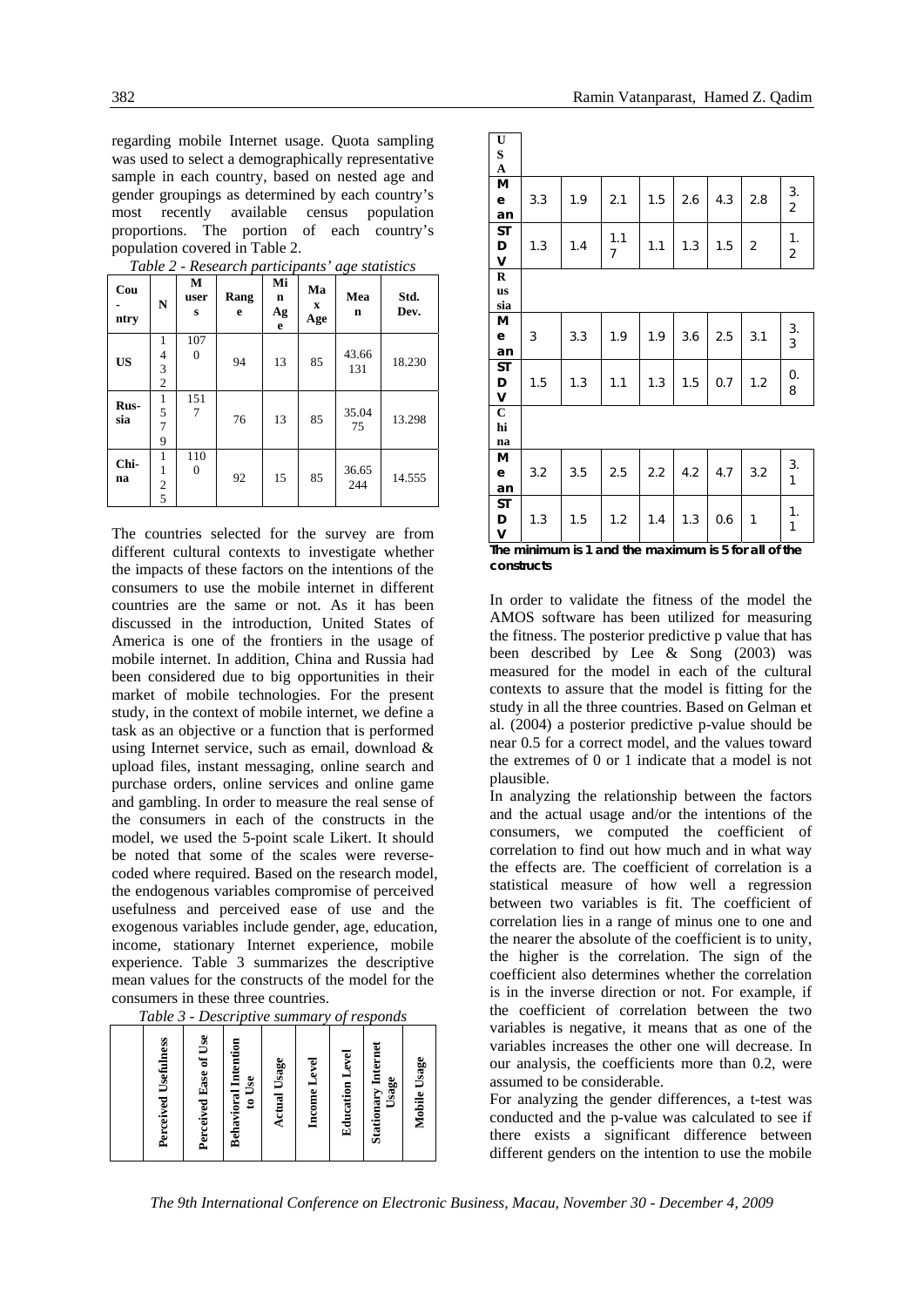regarding mobile Internet usage. Quota sampling was used to select a demographically representative sample in each country, based on nested age and gender groupings as determined by each country's most recently available census population proportions. The portion of each country's population covered in Table 2.

*Table 2 - Research participants' age statistics*

| Country | N | M users | Range | Min Age | Max Age | Mean | Std. Dev. |
|---|---|---|---|---|---|---|---|
| US | 1432 | 1070 | 94 | 13 | 85 | 43.66131 | 18.230 |
| Russia | 1579 | 1517 | 76 | 13 | 85 | 35.0475 | 13.298 |
| China | 1125 | 1100 | 92 | 15 | 85 | 36.65244 | 14.555 |

The countries selected for the survey are from different cultural contexts to investigate whether the impacts of these factors on the intentions of the consumers to use the mobile internet in different countries are the same or not. As it has been discussed in the introduction, United States of America is one of the frontiers in the usage of mobile internet. In addition, China and Russia had been considered due to big opportunities in their market of mobile technologies. For the present study, in the context of mobile internet, we define a task as an objective or a function that is performed using Internet service, such as email, download & upload files, instant messaging, online search and purchase orders, online services and online game and gambling. In order to measure the real sense of the consumers in each of the constructs in the model, we used the 5-point scale Likert. It should be noted that some of the scales were reverse-coded where required. Based on the research model, the endogenous variables compromise of perceived usefulness and perceived ease of use and the exogenous variables include gender, age, education, income, stationary Internet experience, mobile experience. Table 3 summarizes the descriptive mean values for the constructs of the model for the consumers in these three countries.

*Table 3 - Descriptive summary of responds*

| | Perceived Usefulness | Perceived Ease of Use | Behavioral Intention to Use | Actual Usage | Income Level | Education Level | Stationary Internet Usage | Mobile Usage |
|---|---|---|---|---|---|---|---|---|
| **USA** | | | | | | | | |
| Mean | 3.3 | 1.9 | 2.1 | 1.5 | 2.6 | 4.3 | 2.8 | 3.2 |
| STDV | 1.3 | 1.4 | 1.17 | 1.1 | 1.3 | 1.5 | 2 | 1.2 |
| **Russia** | | | | | | | | |
| Mean | 3 | 3.3 | 1.9 | 1.9 | 3.6 | 2.5 | 3.1 | 3.3 |
| STDV | 1.5 | 1.3 | 1.1 | 1.3 | 1.5 | 0.7 | 1.2 | 0.8 |
| **China** | | | | | | | | |
| Mean | 3.2 | 3.5 | 2.5 | 2.2 | 4.2 | 4.7 | 3.2 | 3.1 |
| STDV | 1.3 | 1.5 | 1.2 | 1.4 | 1.3 | 0.6 | 1 | 1.1 |

**The minimum is 1 and the maximum is 5 for all of the constructs**

In order to validate the fitness of the model the AMOS software has been utilized for measuring the fitness. The posterior predictive p value that has been described by Lee & Song (2003) was measured for the model in each of the cultural contexts to assure that the model is fitting for the study in all the three countries. Based on Gelman et al. (2004) a posterior predictive p-value should be near 0.5 for a correct model, and the values toward the extremes of 0 or 1 indicate that a model is not plausible.

In analyzing the relationship between the factors and the actual usage and/or the intentions of the consumers, we computed the coefficient of correlation to find out how much and in what way the effects are. The coefficient of correlation is a statistical measure of how well a regression between two variables is fit. The coefficient of correlation lies in a range of minus one to one and the nearer the absolute of the coefficient is to unity, the higher is the correlation. The sign of the coefficient also determines whether the correlation is in the inverse direction or not. For example, if the coefficient of correlation between the two variables is negative, it means that as one of the variables increases the other one will decrease. In our analysis, the coefficients more than 0.2, were assumed to be considerable.

For analyzing the gender differences, a t-test was conducted and the p-value was calculated to see if there exists a significant difference between different genders on the intention to use the mobile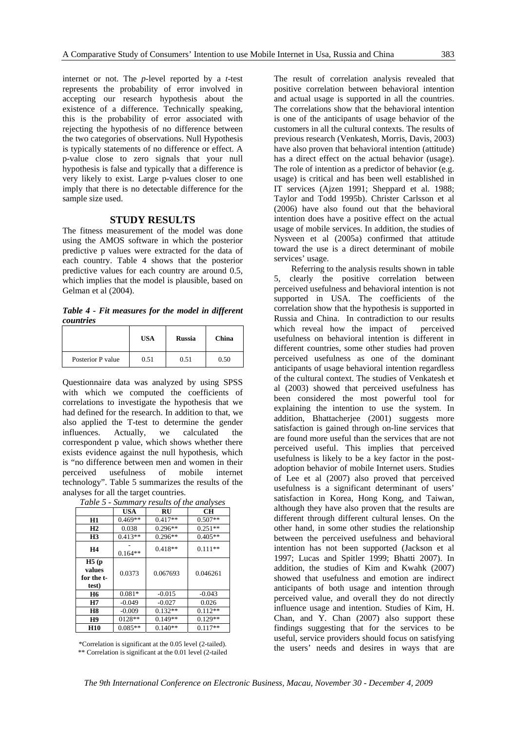internet or not. The *p*-level reported by a *t*-test represents the probability of error involved in accepting our research hypothesis about the existence of a difference. Technically speaking, this is the probability of error associated with rejecting the hypothesis of no difference between the two categories of observations. Null Hypothesis is typically statements of no difference or effect. A p-value close to zero signals that your null hypothesis is false and typically that a difference is very likely to exist. Large p-values closer to one imply that there is no detectable difference for the sample size used.

## STUDY RESULTS

The fitness measurement of the model was done using the AMOS software in which the posterior predictive p values were extracted for the data of each country. Table 4 shows that the posterior predictive values for each country are around 0.5, which implies that the model is plausible, based on Gelman et al (2004).

***Table 4 - Fit measures for the model in different countries***

| | USA | Russia | China |
|---|---|---|---|
| Posterior P value | 0.51 | 0.51 | 0.50 |

Questionnaire data was analyzed by using SPSS with which we computed the coefficients of correlations to investigate the hypothesis that we had defined for the research. In addition to that, we also applied the T-test to determine the gender influences. Actually, we calculated the correspondent p value, which shows whether there exists evidence against the null hypothesis, which is "no difference between men and women in their perceived usefulness of mobile internet technology". Table 5 summarizes the results of the analyses for all the target countries.

*Table 5 - Summary results of the analyses*

| | USA | RU | CH |
|---|---|---|---|
| **H1** | 0.469** | 0.417** | 0.507** |
| **H2** | 0.038 | 0.296** | 0.251** |
| **H3** | 0.413** | 0.296** | 0.405** |
| **H4** | -<br>0.164** | 0.418** | 0.111** |
| **H5 (p values for the t-test)** | 0.0373 | 0.067693 | 0.046261 |
| **H6** | 0.081* | -0.015 | -0.043 |
| **H7** | -0.049 | -0.027 | 0.026 |
| **H8** | -0.009 | 0.132** | 0.112** |
| **H9** | 0128** | 0.149** | 0.129** |
| **H10** | 0.085** | 0.140** | 0.117** |

*Correlation is significant at the 0.05 level (2-tailed).
** Correlation is significant at the 0.01 level (2-tailed

The result of correlation analysis revealed that positive correlation between behavioral intention and actual usage is supported in all the countries. The correlations show that the behavioral intention is one of the anticipants of usage behavior of the customers in all the cultural contexts. The results of previous research (Venkatesh, Morris, Davis, 2003) have also proven that behavioral intention (attitude) has a direct effect on the actual behavior (usage). The role of intention as a predictor of behavior (e.g. usage) is critical and has been well established in IT services (Ajzen 1991; Sheppard et al. 1988; Taylor and Todd 1995b). Christer Carlsson et al (2006) have also found out that the behavioral intention does have a positive effect on the actual usage of mobile services. In addition, the studies of Nysveen et al (2005a) confirmed that attitude toward the use is a direct determinant of mobile services' usage.

Referring to the analysis results shown in table 5, clearly the positive correlation between perceived usefulness and behavioral intention is not supported in USA. The coefficients of the correlation show that the hypothesis is supported in Russia and China. In contradiction to our results which reveal how the impact of perceived usefulness on behavioral intention is different in different countries, some other studies had proven perceived usefulness as one of the dominant anticipants of usage behavioral intention regardless of the cultural context. The studies of Venkatesh et al (2003) showed that perceived usefulness has been considered the most powerful tool for explaining the intention to use the system. In addition, Bhattacherjee (2001) suggests more satisfaction is gained through on-line services that are found more useful than the services that are not perceived useful. This implies that perceived usefulness is likely to be a key factor in the post-adoption behavior of mobile Internet users. Studies of Lee et al (2007) also proved that perceived usefulness is a significant determinant of users' satisfaction in Korea, Hong Kong, and Taiwan, although they have also proven that the results are different through different cultural lenses. On the other hand, in some other studies the relationship between the perceived usefulness and behavioral intention has not been supported (Jackson et al 1997; Lucas and Spitler 1999; Bhatti 2007). In addition, the studies of Kim and Kwahk (2007) showed that usefulness and emotion are indirect anticipants of both usage and intention through perceived value, and overall they do not directly influence usage and intention. Studies of Kim, H. Chan, and Y. Chan (2007) also support these findings suggesting that for the services to be useful, service providers should focus on satisfying the users' needs and desires in ways that are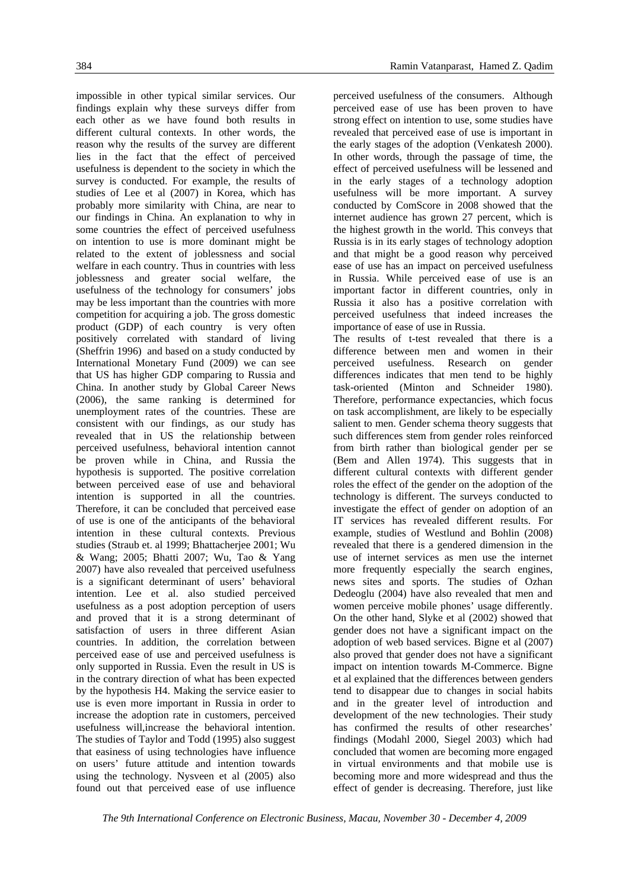impossible in other typical similar services. Our findings explain why these surveys differ from each other as we have found both results in different cultural contexts. In other words, the reason why the results of the survey are different lies in the fact that the effect of perceived usefulness is dependent to the society in which the survey is conducted. For example, the results of studies of Lee et al (2007) in Korea, which has probably more similarity with China, are near to our findings in China. An explanation to why in some countries the effect of perceived usefulness on intention to use is more dominant might be related to the extent of joblessness and social welfare in each country. Thus in countries with less joblessness and greater social welfare, the usefulness of the technology for consumers' jobs may be less important than the countries with more competition for acquiring a job. The gross domestic product (GDP) of each country is very often positively correlated with standard of living (Sheffrin 1996) and based on a study conducted by International Monetary Fund (2009) we can see that US has higher GDP comparing to Russia and China. In another study by Global Career News (2006), the same ranking is determined for unemployment rates of the countries. These are consistent with our findings, as our study has revealed that in US the relationship between perceived usefulness, behavioral intention cannot be proven while in China, and Russia the hypothesis is supported. The positive correlation between perceived ease of use and behavioral intention is supported in all the countries. Therefore, it can be concluded that perceived ease of use is one of the anticipants of the behavioral intention in these cultural contexts. Previous studies (Straub et. al 1999; Bhattacherjee 2001; Wu & Wang; 2005; Bhatti 2007; Wu, Tao & Yang 2007) have also revealed that perceived usefulness is a significant determinant of users' behavioral intention. Lee et al. also studied perceived usefulness as a post adoption perception of users and proved that it is a strong determinant of satisfaction of users in three different Asian countries. In addition, the correlation between perceived ease of use and perceived usefulness is only supported in Russia. Even the result in US is in the contrary direction of what has been expected by the hypothesis H4. Making the service easier to use is even more important in Russia in order to increase the adoption rate in customers, perceived usefulness will,increase the behavioral intention. The studies of Taylor and Todd (1995) also suggest that easiness of using technologies have influence on users' future attitude and intention towards using the technology. Nysveen et al (2005) also found out that perceived ease of use influence perceived usefulness of the consumers. Although perceived ease of use has been proven to have strong effect on intention to use, some studies have revealed that perceived ease of use is important in the early stages of the adoption (Venkatesh 2000). In other words, through the passage of time, the effect of perceived usefulness will be lessened and in the early stages of a technology adoption usefulness will be more important. A survey conducted by ComScore in 2008 showed that the internet audience has grown 27 percent, which is the highest growth in the world. This conveys that Russia is in its early stages of technology adoption and that might be a good reason why perceived ease of use has an impact on perceived usefulness in Russia. While perceived ease of use is an important factor in different countries, only in Russia it also has a positive correlation with perceived usefulness that indeed increases the importance of ease of use in Russia.

The results of t-test revealed that there is a difference between men and women in their perceived usefulness. Research on gender differences indicates that men tend to be highly task-oriented (Minton and Schneider 1980). Therefore, performance expectancies, which focus on task accomplishment, are likely to be especially salient to men. Gender schema theory suggests that such differences stem from gender roles reinforced from birth rather than biological gender per se (Bem and Allen 1974). This suggests that in different cultural contexts with different gender roles the effect of the gender on the adoption of the technology is different. The surveys conducted to investigate the effect of gender on adoption of an IT services has revealed different results. For example, studies of Westlund and Bohlin (2008) revealed that there is a gendered dimension in the use of internet services as men use the internet more frequently especially the search engines, news sites and sports. The studies of Ozhan Dedeoglu (2004) have also revealed that men and women perceive mobile phones' usage differently. On the other hand, Slyke et al (2002) showed that gender does not have a significant impact on the adoption of web based services. Bigne et al (2007) also proved that gender does not have a significant impact on intention towards M-Commerce. Bigne et al explained that the differences between genders tend to disappear due to changes in social habits and in the greater level of introduction and development of the new technologies. Their study has confirmed the results of other researches' findings (Modahl 2000, Siegel 2003) which had concluded that women are becoming more engaged in virtual environments and that mobile use is becoming more and more widespread and thus the effect of gender is decreasing. Therefore, just like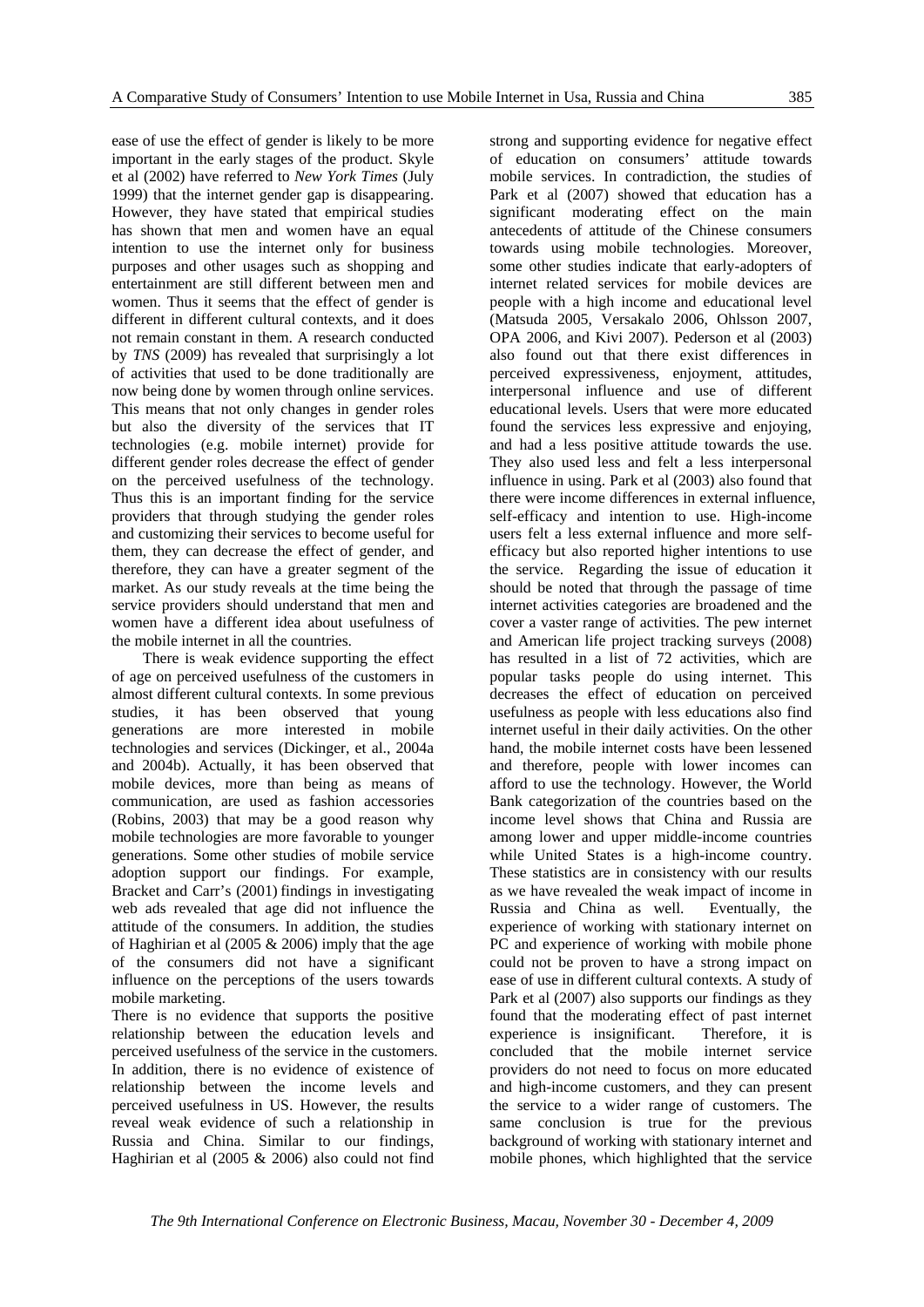ease of use the effect of gender is likely to be more important in the early stages of the product. Skyle et al (2002) have referred to *New York Times* (July 1999) that the internet gender gap is disappearing. However, they have stated that empirical studies has shown that men and women have an equal intention to use the internet only for business purposes and other usages such as shopping and entertainment are still different between men and women. Thus it seems that the effect of gender is different in different cultural contexts, and it does not remain constant in them. A research conducted by *TNS* (2009) has revealed that surprisingly a lot of activities that used to be done traditionally are now being done by women through online services. This means that not only changes in gender roles but also the diversity of the services that IT technologies (e.g. mobile internet) provide for different gender roles decrease the effect of gender on the perceived usefulness of the technology. Thus this is an important finding for the service providers that through studying the gender roles and customizing their services to become useful for them, they can decrease the effect of gender, and therefore, they can have a greater segment of the market. As our study reveals at the time being the service providers should understand that men and women have a different idea about usefulness of the mobile internet in all the countries.

There is weak evidence supporting the effect of age on perceived usefulness of the customers in almost different cultural contexts. In some previous studies, it has been observed that young generations are more interested in mobile technologies and services (Dickinger, et al., 2004a and 2004b). Actually, it has been observed that mobile devices, more than being as means of communication, are used as fashion accessories (Robins, 2003) that may be a good reason why mobile technologies are more favorable to younger generations. Some other studies of mobile service adoption support our findings. For example, Bracket and Carr's (2001) findings in investigating web ads revealed that age did not influence the attitude of the consumers. In addition, the studies of Haghirian et al (2005 & 2006) imply that the age of the consumers did not have a significant influence on the perceptions of the users towards mobile marketing.

There is no evidence that supports the positive relationship between the education levels and perceived usefulness of the service in the customers. In addition, there is no evidence of existence of relationship between the income levels and perceived usefulness in US. However, the results reveal weak evidence of such a relationship in Russia and China. Similar to our findings, Haghirian et al (2005 & 2006) also could not find strong and supporting evidence for negative effect of education on consumers' attitude towards mobile services. In contradiction, the studies of Park et al (2007) showed that education has a significant moderating effect on the main antecedents of attitude of the Chinese consumers towards using mobile technologies. Moreover, some other studies indicate that early-adopters of internet related services for mobile devices are people with a high income and educational level (Matsuda 2005, Versakalo 2006, Ohlsson 2007, OPA 2006, and Kivi 2007). Pederson et al (2003) also found out that there exist differences in perceived expressiveness, enjoyment, attitudes, interpersonal influence and use of different educational levels. Users that were more educated found the services less expressive and enjoying, and had a less positive attitude towards the use. They also used less and felt a less interpersonal influence in using. Park et al (2003) also found that there were income differences in external influence, self-efficacy and intention to use. High-income users felt a less external influence and more self-efficacy but also reported higher intentions to use the service. Regarding the issue of education it should be noted that through the passage of time internet activities categories are broadened and the cover a vaster range of activities. The pew internet and American life project tracking surveys (2008) has resulted in a list of 72 activities, which are popular tasks people do using internet. This decreases the effect of education on perceived usefulness as people with less educations also find internet useful in their daily activities. On the other hand, the mobile internet costs have been lessened and therefore, people with lower incomes can afford to use the technology. However, the World Bank categorization of the countries based on the income level shows that China and Russia are among lower and upper middle-income countries while United States is a high-income country. These statistics are in consistency with our results as we have revealed the weak impact of income in Russia and China as well. Eventually, the experience of working with stationary internet on PC and experience of working with mobile phone could not be proven to have a strong impact on ease of use in different cultural contexts. A study of Park et al (2007) also supports our findings as they found that the moderating effect of past internet experience is insignificant. Therefore, it is concluded that the mobile internet service providers do not need to focus on more educated and high-income customers, and they can present the service to a wider range of customers. The same conclusion is true for the previous background of working with stationary internet and mobile phones, which highlighted that the service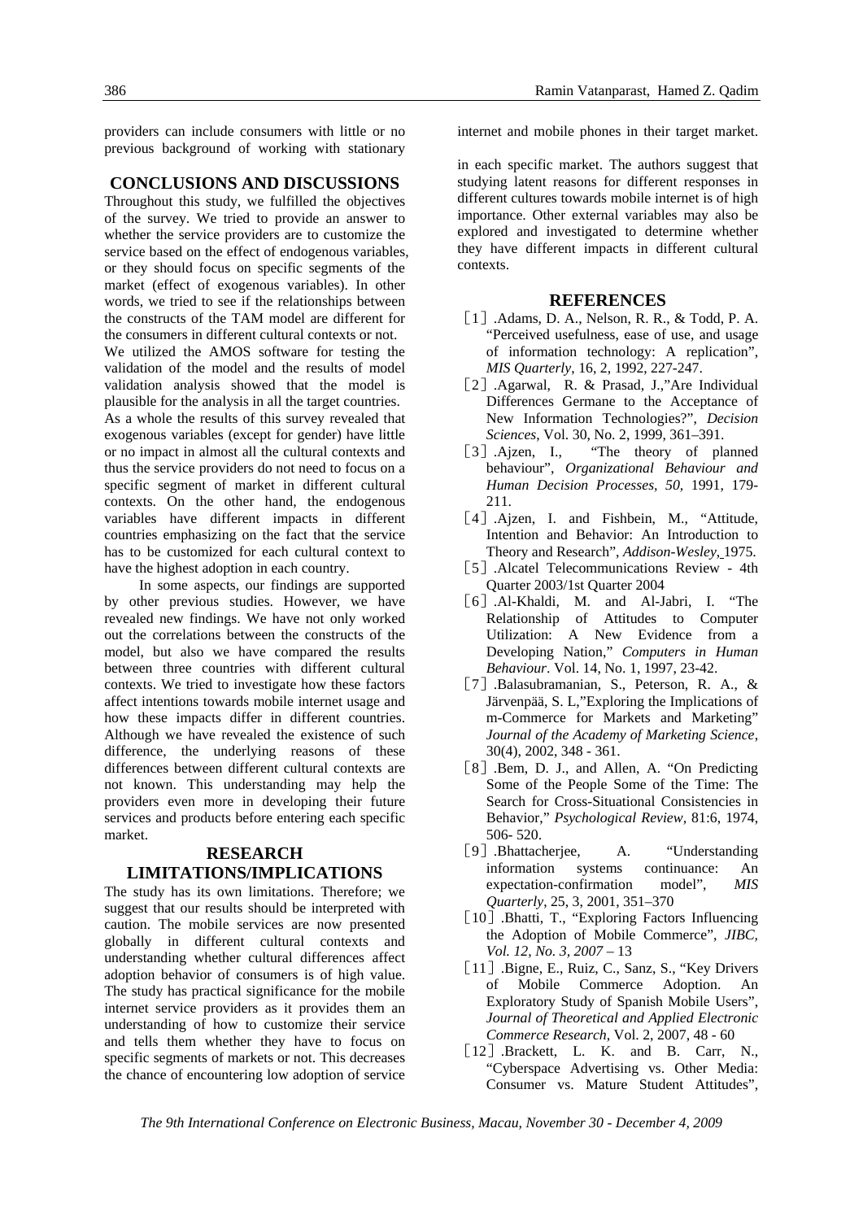providers can include consumers with little or no previous background of working with stationary

## CONCLUSIONS AND DISCUSSIONS

Throughout this study, we fulfilled the objectives of the survey. We tried to provide an answer to whether the service providers are to customize the service based on the effect of endogenous variables, or they should focus on specific segments of the market (effect of exogenous variables). In other words, we tried to see if the relationships between the constructs of the TAM model are different for the consumers in different cultural contexts or not.

We utilized the AMOS software for testing the validation of the model and the results of model validation analysis showed that the model is plausible for the analysis in all the target countries.

As a whole the results of this survey revealed that exogenous variables (except for gender) have little or no impact in almost all the cultural contexts and thus the service providers do not need to focus on a specific segment of market in different cultural contexts. On the other hand, the endogenous variables have different impacts in different countries emphasizing on the fact that the service has to be customized for each cultural context to have the highest adoption in each country.

In some aspects, our findings are supported by other previous studies. However, we have revealed new findings. We have not only worked out the correlations between the constructs of the model, but also we have compared the results between three countries with different cultural contexts. We tried to investigate how these factors affect intentions towards mobile internet usage and how these impacts differ in different countries. Although we have revealed the existence of such difference, the underlying reasons of these differences between different cultural contexts are not known. This understanding may help the providers even more in developing their future services and products before entering each specific market.

## RESEARCH LIMITATIONS/IMPLICATIONS

The study has its own limitations. Therefore; we suggest that our results should be interpreted with caution. The mobile services are now presented globally in different cultural contexts and understanding whether cultural differences affect adoption behavior of consumers is of high value. The study has practical significance for the mobile internet service providers as it provides them an understanding of how to customize their service and tells them whether they have to focus on specific segments of markets or not. This decreases the chance of encountering low adoption of service internet and mobile phones in their target market.

in each specific market. The authors suggest that studying latent reasons for different responses in different cultures towards mobile internet is of high importance. Other external variables may also be explored and investigated to determine whether they have different impacts in different cultural contexts.

## REFERENCES

[1] .Adams, D. A., Nelson, R. R., & Todd, P. A. "Perceived usefulness, ease of use, and usage of information technology: A replication", *MIS Quarterly*, 16, 2, 1992, 227-247.

[2] .Agarwal, R. & Prasad, J.,"Are Individual Differences Germane to the Acceptance of New Information Technologies?", *Decision Sciences*, Vol. 30, No. 2, 1999, 361–391.

[3] .Ajzen, I., "The theory of planned behaviour", *Organizational Behaviour and Human Decision Processes, 50*, 1991, 179-211.

[4] .Ajzen, I. and Fishbein, M., "Attitude, Intention and Behavior: An Introduction to Theory and Research", *Addison-Wesley*, 1975.

[5] .Alcatel Telecommunications Review - 4th Quarter 2003/1st Quarter 2004

[6] .Al-Khaldi, M. and Al-Jabri, I. "The Relationship of Attitudes to Computer Utilization: A New Evidence from a Developing Nation," *Computers in Human Behaviour*. Vol. 14, No. 1, 1997, 23-42.

[7] .Balasubramanian, S., Peterson, R. A., & Järvenpää, S. L,"Exploring the Implications of m-Commerce for Markets and Marketing" *Journal of the Academy of Marketing Science*, 30(4), 2002, 348 - 361.

[8] .Bem, D. J., and Allen, A. "On Predicting Some of the People Some of the Time: The Search for Cross-Situational Consistencies in Behavior," *Psychological Review*, 81:6, 1974, 506- 520.

[9] .Bhattacherjee, A. "Understanding information systems continuance: An expectation-confirmation model", *MIS Quarterly*, 25, 3, 2001, 351–370

[10] .Bhatti, T., "Exploring Factors Influencing the Adoption of Mobile Commerce", *JIBC, Vol. 12, No. 3, 2007* – 13

[11] .Bigne, E., Ruiz, C., Sanz, S., "Key Drivers of Mobile Commerce Adoption. An Exploratory Study of Spanish Mobile Users", *Journal of Theoretical and Applied Electronic Commerce Research*, Vol. 2, 2007, 48 - 60

[12] .Brackett, L. K. and B. Carr, N., "Cyberspace Advertising vs. Other Media: Consumer vs. Mature Student Attitudes",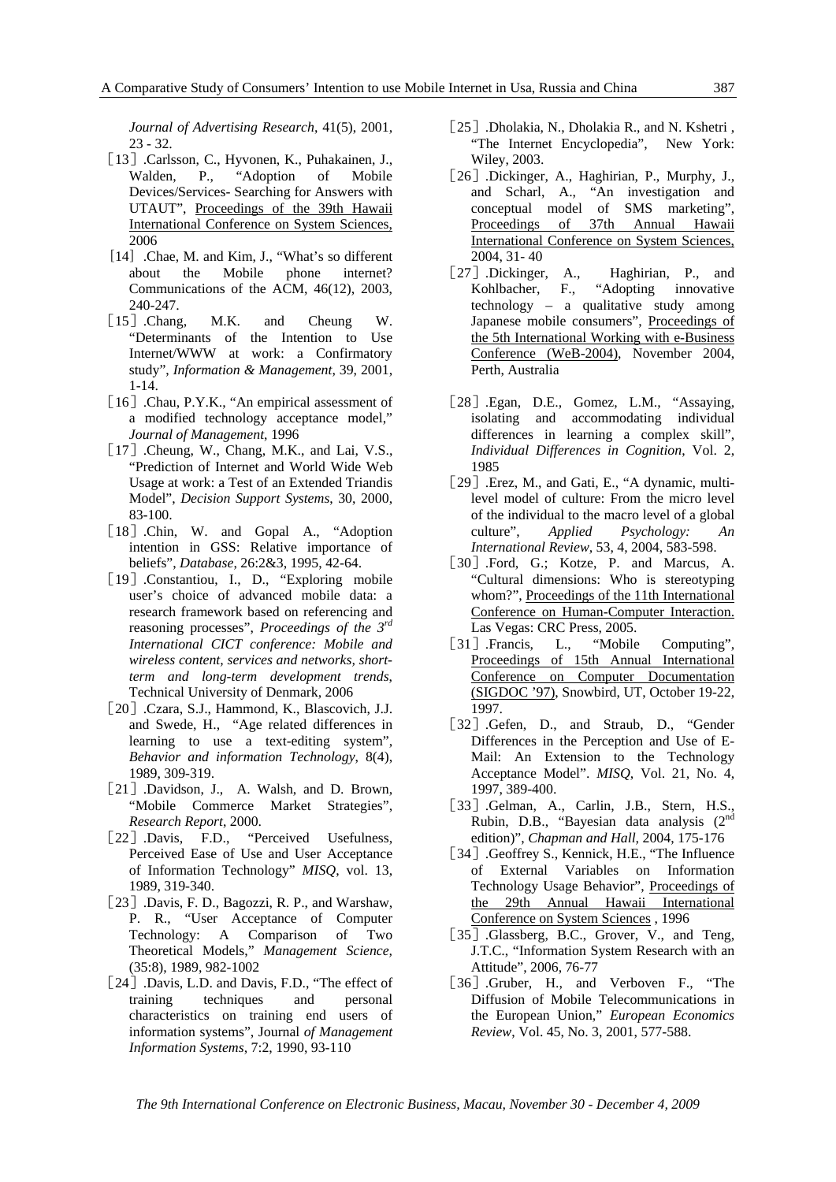*Journal of Advertising Research*, 41(5), 2001, 23 - 32.

［13］.Carlsson, C., Hyvonen, K., Puhakainen, J., Walden, P., "Adoption of Mobile Devices/Services- Searching for Answers with UTAUT", Proceedings of the 39th Hawaii International Conference on System Sciences, 2006

［14］.Chae, M. and Kim, J., "What's so different about the Mobile phone internet? Communications of the ACM, 46(12), 2003, 240-247.

［15］.Chang, M.K. and Cheung W. "Determinants of the Intention to Use Internet/WWW at work: a Confirmatory study", *Information & Management*, 39, 2001, 1-14.

［16］.Chau, P.Y.K., "An empirical assessment of a modified technology acceptance model," *Journal of Management*, 1996

［17］.Cheung, W., Chang, M.K., and Lai, V.S., "Prediction of Internet and World Wide Web Usage at work: a Test of an Extended Triandis Model", *Decision Support Systems*, 30, 2000, 83-100.

［18］.Chin, W. and Gopal A., "Adoption intention in GSS: Relative importance of beliefs", *Database*, 26:2&3, 1995, 42-64.

［19］.Constantiou, I., D., "Exploring mobile user's choice of advanced mobile data: a research framework based on referencing and reasoning processes", *Proceedings of the 3rd International CICT conference: Mobile and wireless content, services and networks, short-term and long-term development trends*, Technical University of Denmark, 2006

［20］.Czara, S.J., Hammond, K., Blascovich, J.J. and Swede, H., "Age related differences in learning to use a text-editing system", *Behavior and information Technology*, 8(4), 1989, 309-319.

［21］.Davidson, J., A. Walsh, and D. Brown, "Mobile Commerce Market Strategies", *Research Report*, 2000.

［22］.Davis, F.D., "Perceived Usefulness, Perceived Ease of Use and User Acceptance of Information Technology" *MISQ*, vol. 13, 1989, 319-340.

［23］.Davis, F. D., Bagozzi, R. P., and Warshaw, P. R., "User Acceptance of Computer Technology: A Comparison of Two Theoretical Models," *Management Science*, (35:8), 1989, 982-1002

［24］.Davis, L.D. and Davis, F.D., "The effect of training techniques and personal characteristics on training end users of information systems", Journal *of Management Information Systems*, 7:2, 1990, 93-110

［25］.Dholakia, N., Dholakia R., and N. Kshetri , "The Internet Encyclopedia", New York: Wiley, 2003.

［26］.Dickinger, A., Haghirian, P., Murphy, J., and Scharl, A., "An investigation and conceptual model of SMS marketing", Proceedings of 37th Annual Hawaii International Conference on System Sciences, 2004, 31- 40

［27］.Dickinger, A., Haghirian, P., and Kohlbacher, F., "Adopting innovative technology – a qualitative study among Japanese mobile consumers", Proceedings of the 5th International Working with e-Business Conference (WeB-2004), November 2004, Perth, Australia

［28］.Egan, D.E., Gomez, L.M., "Assaying, isolating and accommodating individual differences in learning a complex skill", *Individual Differences in Cognition*, Vol. 2, 1985

［29］.Erez, M., and Gati, E., "A dynamic, multi-level model of culture: From the micro level of the individual to the macro level of a global culture", *Applied Psychology: An International Review*, 53, 4, 2004, 583-598.

［30］.Ford, G.; Kotze, P. and Marcus, A. "Cultural dimensions: Who is stereotyping whom?", Proceedings of the 11th International Conference on Human-Computer Interaction. Las Vegas: CRC Press, 2005.

［31］.Francis, L., "Mobile Computing", Proceedings of 15th Annual International Conference on Computer Documentation (SIGDOC '97), Snowbird, UT, October 19-22, 1997.

［32］.Gefen, D., and Straub, D., "Gender Differences in the Perception and Use of E-Mail: An Extension to the Technology Acceptance Model". *MISQ*, Vol. 21, No. 4, 1997, 389-400.

［33］.Gelman, A., Carlin, J.B., Stern, H.S., Rubin, D.B., "Bayesian data analysis (2nd edition)", *Chapman and Hall*, 2004, 175-176

［34］.Geoffrey S., Kennick, H.E., "The Influence of External Variables on Information Technology Usage Behavior", Proceedings of the 29th Annual Hawaii International Conference on System Sciences , 1996

［35］.Glassberg, B.C., Grover, V., and Teng, J.T.C., "Information System Research with an Attitude", 2006, 76-77

［36］.Gruber, H., and Verboven F., "The Diffusion of Mobile Telecommunications in the European Union," *European Economics Review*, Vol. 45, No. 3, 2001, 577-588.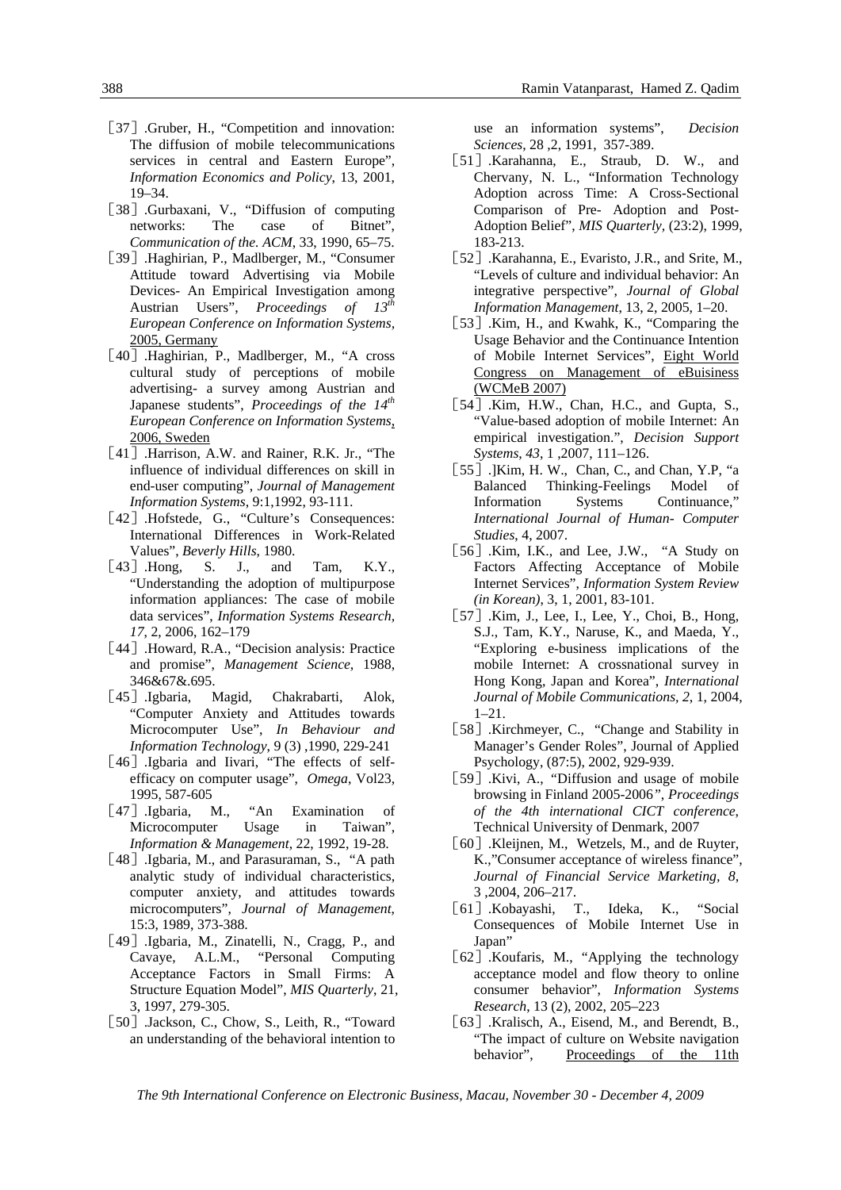［37］.Gruber, H., "Competition and innovation: The diffusion of mobile telecommunications services in central and Eastern Europe", *Information Economics and Policy*, 13, 2001, 19–34.

［38］.Gurbaxani, V., "Diffusion of computing networks: The case of Bitnet", *Communication of the. ACM*, 33, 1990, 65–75.

［39］.Haghirian, P., Madlberger, M., "Consumer Attitude toward Advertising via Mobile Devices- An Empirical Investigation among Austrian Users", *Proceedings of 13th European Conference on Information Systems*, 2005, Germany

［40］.Haghirian, P., Madlberger, M., "A cross cultural study of perceptions of mobile advertising- a survey among Austrian and Japanese students", *Proceedings of the 14th European Conference on Information Systems*, 2006, Sweden

［41］.Harrison, A.W. and Rainer, R.K. Jr., "The influence of individual differences on skill in end-user computing", *Journal of Management Information Systems*, 9:1,1992, 93-111.

［42］.Hofstede, G., "Culture's Consequences: International Differences in Work-Related Values", *Beverly Hills*, 1980.

［43］.Hong, S. J., and Tam, K.Y., "Understanding the adoption of multipurpose information appliances: The case of mobile data services", *Information Systems Research, 17*, 2, 2006, 162–179

［44］.Howard, R.A., "Decision analysis: Practice and promise", *Management Science*, 1988, 346&67&.695.

［45］.Igbaria, Magid, Chakrabarti, Alok, "Computer Anxiety and Attitudes towards Microcomputer Use", *In Behaviour and Information Technology*, 9 (3) ,1990, 229-241

［46］.Igbaria and Iivari, "The effects of self-efficacy on computer usage", *Omega*, Vol23, 1995, 587-605

［47］.Igbaria, M., "An Examination of Microcomputer Usage in Taiwan", *Information & Management*, 22, 1992, 19-28.

［48］.Igbaria, M., and Parasuraman, S., "A path analytic study of individual characteristics, computer anxiety, and attitudes towards microcomputers", *Journal of Management*, 15:3, 1989, 373-388.

［49］.Igbaria, M., Zinatelli, N., Cragg, P., and Cavaye, A.L.M., "Personal Computing Acceptance Factors in Small Firms: A Structure Equation Model", *MIS Quarterly*, 21, 3, 1997, 279-305.

［50］.Jackson, C., Chow, S., Leith, R., "Toward an understanding of the behavioral intention to use an information systems", *Decision Sciences*, 28 ,2, 1991, 357-389.

［51］.Karahanna, E., Straub, D. W., and Chervany, N. L., "Information Technology Adoption across Time: A Cross-Sectional Comparison of Pre- Adoption and Post-Adoption Belief", *MIS Quarterly*, (23:2), 1999, 183-213.

［52］.Karahanna, E., Evaristo, J.R., and Srite, M., "Levels of culture and individual behavior: An integrative perspective", *Journal of Global Information Management*, 13, 2, 2005, 1–20.

［53］.Kim, H., and Kwahk, K., "Comparing the Usage Behavior and the Continuance Intention of Mobile Internet Services", Eight World Congress on Management of eBuisiness (WCMeB 2007)

［54］.Kim, H.W., Chan, H.C., and Gupta, S., "Value-based adoption of mobile Internet: An empirical investigation.", *Decision Support Systems*, *43*, 1 ,2007, 111–126.

［55］.]Kim, H. W., Chan, C., and Chan, Y.P, "a Balanced Thinking-Feelings Model of Information Systems Continuance," *International Journal of Human- Computer Studies*, 4, 2007.

［56］.Kim, I.K., and Lee, J.W., "A Study on Factors Affecting Acceptance of Mobile Internet Services", *Information System Review (in Korean)*, 3, 1, 2001, 83-101.

［57］.Kim, J., Lee, I., Lee, Y., Choi, B., Hong, S.J., Tam, K.Y., Naruse, K., and Maeda, Y., "Exploring e-business implications of the mobile Internet: A crossnational survey in Hong Kong, Japan and Korea", *International Journal of Mobile Communications, 2*, 1, 2004, 1–21.

［58］.Kirchmeyer, C., "Change and Stability in Manager's Gender Roles", Journal of Applied Psychology, (87:5), 2002, 929-939.

［59］.Kivi, A., "Diffusion and usage of mobile browsing in Finland 2005-2006", *Proceedings of the 4th international CICT conference*, Technical University of Denmark, 2007

［60］.Kleijnen, M., Wetzels, M., and de Ruyter, K.,"Consumer acceptance of wireless finance", *Journal of Financial Service Marketing*, *8*, 3 ,2004, 206–217.

［61］.Kobayashi, T., Ideka, K., "Social Consequences of Mobile Internet Use in Japan"

［62］.Koufaris, M., "Applying the technology acceptance model and flow theory to online consumer behavior", *Information Systems Research*, 13 (2), 2002, 205–223

［63］.Kralisch, A., Eisend, M., and Berendt, B., "The impact of culture on Website navigation behavior", Proceedings of the 11th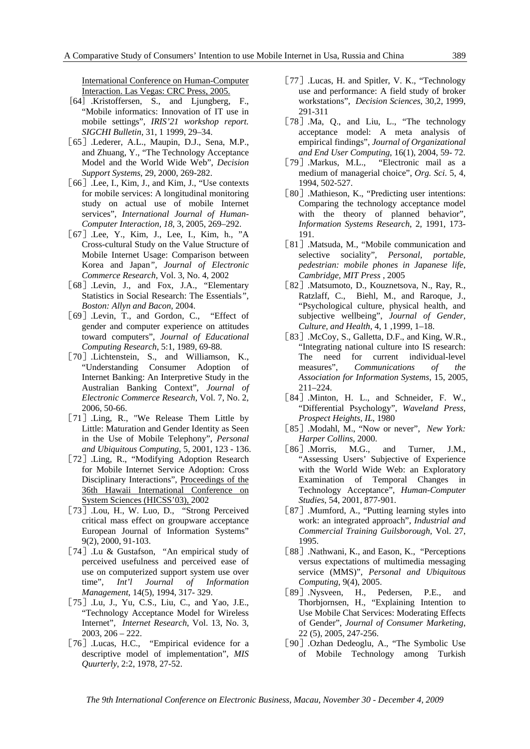International Conference on Human-Computer Interaction. Las Vegas: CRC Press, 2005.

［64］.Kristoffersen, S., and Ljungberg, F., "Mobile informatics: Innovation of IT use in mobile settings", *IRIS'21 workshop report. SIGCHI Bulletin*, 31, 1 1999, 29–34.

［65］.Lederer, A.L., Maupin, D.J., Sena, M.P., and Zhuang, Y., "The Technology Acceptance Model and the World Wide Web", *Decision Support Systems*, 29, 2000, 269-282.

［66］.Lee, I., Kim, J., and Kim, J., "Use contexts for mobile services: A longitudinal monitoring study on actual use of mobile Internet services", *International Journal of Human-Computer Interaction, 18*, 3, 2005, 269–292.

［67］.Lee, Y., Kim, J., Lee, I., Kim, h., "A Cross-cultural Study on the Value Structure of Mobile Internet Usage: Comparison between Korea and Japan", *Journal of Electronic Commerce Research*, Vol. 3, No. 4, 2002

［68］.Levin, J., and Fox, J.A., "Elementary Statistics in Social Research: The Essentials", *Boston: Allyn and Bacon*, 2004.

［69］.Levin, T., and Gordon, C., "Effect of gender and computer experience on attitudes toward computers", *Journal of Educational Computing Research*, 5:1, 1989, 69-88.

［70］.Lichtenstein, S., and Williamson, K., "Understanding Consumer Adoption of Internet Banking: An Interpretive Study in the Australian Banking Context", *Journal of Electronic Commerce Research*, Vol. 7, No. 2, 2006, 50-66.

［71］.Ling, R., "We Release Them Little by Little: Maturation and Gender Identity as Seen in the Use of Mobile Telephony", *Personal and Ubiquitous Computing*, 5, 2001, 123 - 136.

［72］.Ling, R., "Modifying Adoption Research for Mobile Internet Service Adoption: Cross Disciplinary Interactions", Proceedings of the 36th Hawaii International Conference on System Sciences (HICSS'03), 2002

［73］.Lou, H., W. Luo, D., "Strong Perceived critical mass effect on groupware acceptance European Journal of Information Systems" 9(2), 2000, 91-103.

［74］.Lu & Gustafson, "An empirical study of perceived usefulness and perceived ease of use on computerized support system use over time", *Int'l Journal of Information Management*, 14(5), 1994, 317- 329.

［75］.Lu, J., Yu, C.S., Liu, C., and Yao, J.E., "Technology Acceptance Model for Wireless Internet", *Internet Research*, Vol. 13, No. 3, 2003, 206 – 222.

［76］.Lucas, H.C., "Empirical evidence for a descriptive model of implementation", *MIS Quurterly*, 2:2, 1978, 27-52.

［77］.Lucas, H. and Spitler, V. K., "Technology use and performance: A field study of broker workstations", *Decision Sciences*, 30,2, 1999, 291-311

［78］.Ma, Q., and Liu, L., "The technology acceptance model: A meta analysis of empirical findings", *Journal of Organizational and End User Computing*, 16(1), 2004, 59- 72.

［79］.Markus, M.L., "Electronic mail as a medium of managerial choice", *Org. Sci.* 5, 4, 1994, 502-527.

［80］.Mathieson, K., "Predicting user intentions: Comparing the technology acceptance model with the theory of planned behavior", *Information Systems Research*, 2, 1991, 173-191.

［81］.Matsuda, M., "Mobile communication and selective sociality", *Personal, portable, pedestrian: mobile phones in Japanese life, Cambridge, MIT Press* , 2005

［82］.Matsumoto, D., Kouznetsova, N., Ray, R., Ratzlaff, C., Biehl, M., and Raroque, J., "Psychological culture, physical health, and subjective wellbeing", *Journal of Gender, Culture, and Health*, 4, 1 ,1999, 1–18.

［83］.McCoy, S., Galletta, D.F., and King, W.R., "Integrating national culture into IS research: The need for current individual-level measures", *Communications of the Association for Information Systems*, 15, 2005, 211–224.

［84］.Minton, H. L., and Schneider, F. W., "Differential Psychology", *Waveland Press, Prospect Heights, IL*, 1980

［85］.Modahl, M., "Now or never", *New York: Harper Collins*, 2000.

［86］.Morris, M.G., and Turner, J.M., "Assessing Users' Subjective of Experience with the World Wide Web: an Exploratory Examination of Temporal Changes in Technology Acceptance", *Human-Computer Studies*, 54, 2001, 877-901.

［87］.Mumford, A., "Putting learning styles into work: an integrated approach", *Industrial and Commercial Training Guilsborough*, Vol. 27, 1995.

［88］.Nathwani, K., and Eason, K., "Perceptions versus expectations of multimedia messaging service (MMS)", *Personal and Ubiquitous Computing*, 9(4), 2005.

［89］.Nysveen, H., Pedersen, P.E., and Thorbjornsen, H., "Explaining Intention to Use Mobile Chat Services: Moderating Effects of Gender", *Journal of Consumer Marketing*, 22 (5), 2005, 247-256.

［90］.Ozhan Dedeoglu, A., "The Symbolic Use of Mobile Technology among Turkish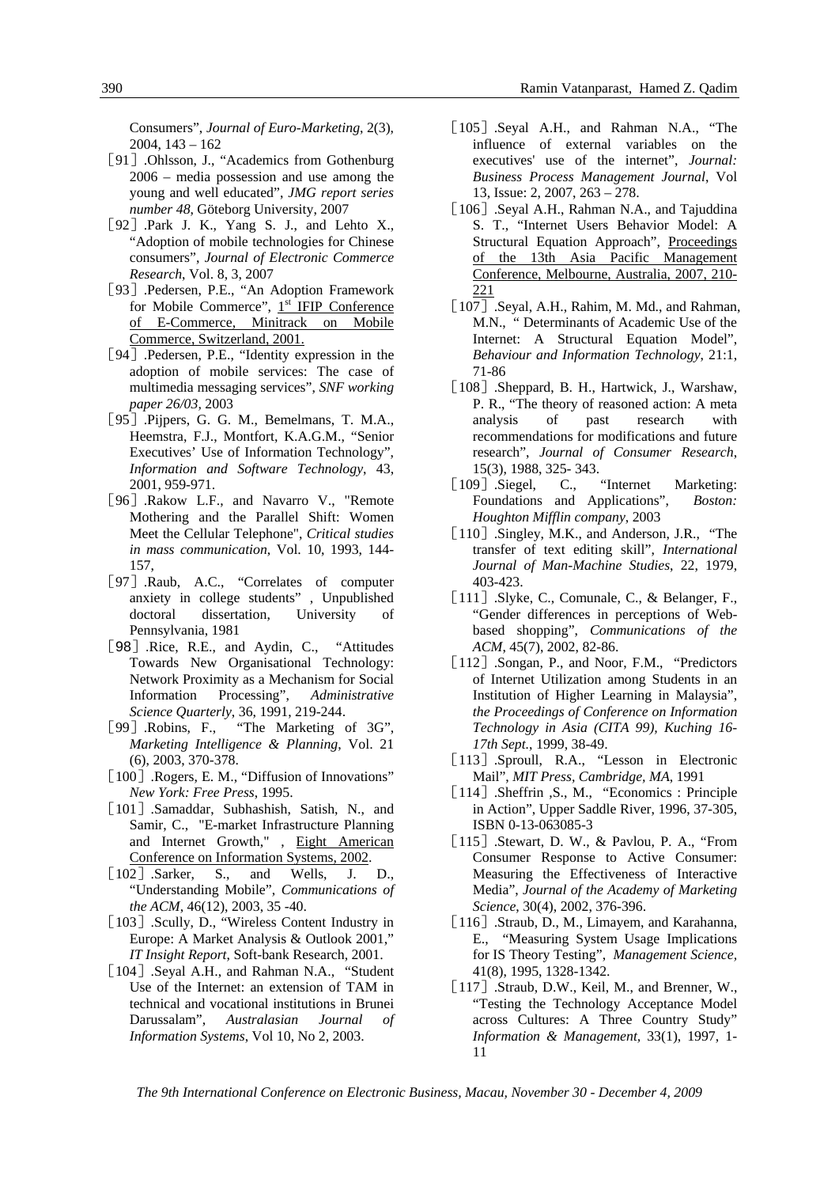Consumers", *Journal of Euro-Marketing*, 2(3), 2004, 143 – 162

[91].Ohlsson, J., "Academics from Gothenburg 2006 – media possession and use among the young and well educated", *JMG report series number 48*, Göteborg University, 2007

[92].Park J. K., Yang S. J., and Lehto X., "Adoption of mobile technologies for Chinese consumers", *Journal of Electronic Commerce Research*, Vol. 8, 3, 2007

[93].Pedersen, P.E., "An Adoption Framework for Mobile Commerce", 1st IFIP Conference of E-Commerce, Minitrack on Mobile Commerce, Switzerland, 2001.

[94].Pedersen, P.E., "Identity expression in the adoption of mobile services: The case of multimedia messaging services", *SNF working paper 26/03*, 2003

[95].Pijpers, G. G. M., Bemelmans, T. M.A., Heemstra, F.J., Montfort, K.A.G.M., "Senior Executives' Use of Information Technology", *Information and Software Technology*, 43, 2001, 959-971.

[96].Rakow L.F., and Navarro V., "Remote Mothering and the Parallel Shift: Women Meet the Cellular Telephone", *Critical studies in mass communication*, Vol. 10, 1993, 144-157,

[97].Raub, A.C., "Correlates of computer anxiety in college students" , Unpublished doctoral dissertation, University of Pennsylvania, 1981

[98].Rice, R.E., and Aydin, C., "Attitudes Towards New Organisational Technology: Network Proximity as a Mechanism for Social Information Processing", *Administrative Science Quarterly*, 36, 1991, 219-244.

[99].Robins, F., "The Marketing of 3G", *Marketing Intelligence & Planning*, Vol. 21 (6), 2003, 370-378.

[100].Rogers, E. M., "Diffusion of Innovations" *New York: Free Press*, 1995.

[101].Samaddar, Subhashish, Satish, N., and Samir, C., "E-market Infrastructure Planning and Internet Growth," , Eight American Conference on Information Systems, 2002.

[102].Sarker, S., and Wells, J. D., "Understanding Mobile", *Communications of the ACM*, 46(12), 2003, 35 -40.

[103].Scully, D., "Wireless Content Industry in Europe: A Market Analysis & Outlook 2001," *IT Insight Report*, Soft-bank Research, 2001.

[104].Seyal A.H., and Rahman N.A., "Student Use of the Internet: an extension of TAM in technical and vocational institutions in Brunei Darussalam", *Australasian Journal of Information Systems*, Vol 10, No 2, 2003.

[105].Seyal A.H., and Rahman N.A., "The influence of external variables on the executives' use of the internet", *Journal: Business Process Management Journal*, Vol 13, Issue: 2, 2007, 263 – 278.

[106].Seyal A.H., Rahman N.A., and Tajuddina S. T., "Internet Users Behavior Model: A Structural Equation Approach", Proceedings of the 13th Asia Pacific Management Conference, Melbourne, Australia, 2007, 210-221

[107].Seyal, A.H., Rahim, M. Md., and Rahman, M.N., " Determinants of Academic Use of the Internet: A Structural Equation Model", *Behaviour and Information Technology*, 21:1, 71-86

[108].Sheppard, B. H., Hartwick, J., Warshaw, P. R., "The theory of reasoned action: A meta analysis of past research with recommendations for modifications and future research", *Journal of Consumer Research*, 15(3), 1988, 325- 343.

[109].Siegel, C., "Internet Marketing: Foundations and Applications", *Boston: Houghton Mifflin company*, 2003

[110].Singley, M.K., and Anderson, J.R., "The transfer of text editing skill", *International Journal of Man-Machine Studies*, 22, 1979, 403-423.

[111].Slyke, C., Comunale, C., & Belanger, F., "Gender differences in perceptions of Web-based shopping", *Communications of the ACM*, 45(7), 2002, 82-86.

[112].Songan, P., and Noor, F.M., "Predictors of Internet Utilization among Students in an Institution of Higher Learning in Malaysia", *the Proceedings of Conference on Information Technology in Asia (CITA 99), Kuching 16-17th Sept.*, 1999, 38-49.

[113].Sproull, R.A., "Lesson in Electronic Mail", *MIT Press, Cambridge, MA*, 1991

[114].Sheffrin ,S., M., "Economics : Principle in Action", Upper Saddle River, 1996, 37-305, ISBN 0-13-063085-3

[115].Stewart, D. W., & Pavlou, P. A., "From Consumer Response to Active Consumer: Measuring the Effectiveness of Interactive Media", *Journal of the Academy of Marketing Science*, 30(4), 2002, 376-396.

[116].Straub, D., M., Limayem, and Karahanna, E., "Measuring System Usage Implications for IS Theory Testing", *Management Science*, 41(8), 1995, 1328-1342.

[117].Straub, D.W., Keil, M., and Brenner, W., "Testing the Technology Acceptance Model across Cultures: A Three Country Study" *Information & Management*, 33(1), 1997, 1-11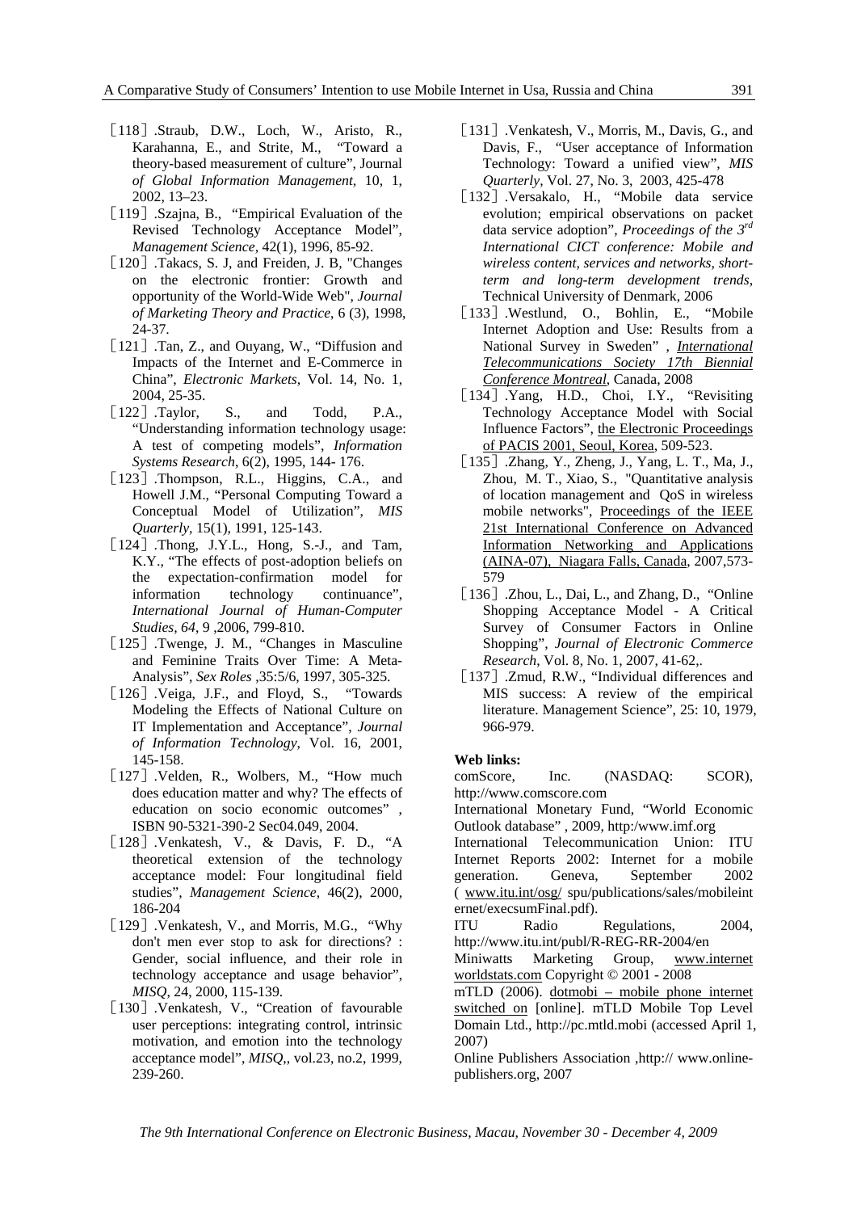[118].Straub, D.W., Loch, W., Aristo, R., Karahanna, E., and Strite, M., "Toward a theory-based measurement of culture", Journal *of Global Information Management*, 10, 1, 2002, 13–23.

[119].Szajna, B., "Empirical Evaluation of the Revised Technology Acceptance Model", *Management Science*, 42(1), 1996, 85-92.

[120].Takacs, S. J, and Freiden, J. B, "Changes on the electronic frontier: Growth and opportunity of the World-Wide Web", *Journal of Marketing Theory and Practice*, 6 (3), 1998, 24-37.

[121].Tan, Z., and Ouyang, W., "Diffusion and Impacts of the Internet and E-Commerce in China", *Electronic Markets*, Vol. 14, No. 1, 2004, 25-35.

[122].Taylor, S., and Todd, P.A., "Understanding information technology usage: A test of competing models", *Information Systems Research*, 6(2), 1995, 144- 176.

[123].Thompson, R.L., Higgins, C.A., and Howell J.M., "Personal Computing Toward a Conceptual Model of Utilization", *MIS Quarterly*, 15(1), 1991, 125-143.

[124].Thong, J.Y.L., Hong, S.-J., and Tam, K.Y., "The effects of post-adoption beliefs on the expectation-confirmation model for information technology continuance", *International Journal of Human-Computer Studies, 64*, 9 ,2006, 799-810.

[125].Twenge, J. M., "Changes in Masculine and Feminine Traits Over Time: A Meta-Analysis", *Sex Roles* ,35:5/6, 1997, 305-325.

[126].Veiga, J.F., and Floyd, S., "Towards Modeling the Effects of National Culture on IT Implementation and Acceptance", *Journal of Information Technology*, Vol. 16, 2001, 145-158.

[127].Velden, R., Wolbers, M., "How much does education matter and why? The effects of education on socio economic outcomes" , ISBN 90-5321-390-2 Sec04.049, 2004.

[128].Venkatesh, V., & Davis, F. D., "A theoretical extension of the technology acceptance model: Four longitudinal field studies", *Management Science*, 46(2), 2000, 186-204

[129].Venkatesh, V., and Morris, M.G., "Why don't men ever stop to ask for directions? : Gender, social influence, and their role in technology acceptance and usage behavior", *MISQ*, 24, 2000, 115-139.

[130].Venkatesh, V., "Creation of favourable user perceptions: integrating control, intrinsic motivation, and emotion into the technology acceptance model", *MISQ*,, vol.23, no.2, 1999, 239-260.

[131].Venkatesh, V., Morris, M., Davis, G., and Davis, F., "User acceptance of Information Technology: Toward a unified view", *MIS Quarterly*, Vol. 27, No. 3, 2003, 425-478

[132].Versakalo, H., "Mobile data service evolution; empirical observations on packet data service adoption", *Proceedings of the 3rd International CICT conference: Mobile and wireless content, services and networks, short-term and long-term development trends*, Technical University of Denmark, 2006

[133].Westlund, O., Bohlin, E., "Mobile Internet Adoption and Use: Results from a National Survey in Sweden" , *International Telecommunications Society 17th Biennial Conference Montreal*, Canada, 2008

[134].Yang, H.D., Choi, I.Y., "Revisiting Technology Acceptance Model with Social Influence Factors", the Electronic Proceedings of PACIS 2001, Seoul, Korea, 509-523.

[135].Zhang, Y., Zheng, J., Yang, L. T., Ma, J., Zhou, M. T., Xiao, S., "Quantitative analysis of location management and QoS in wireless mobile networks", Proceedings of the IEEE 21st International Conference on Advanced Information Networking and Applications (AINA-07), Niagara Falls, Canada, 2007,573-579

[136].Zhou, L., Dai, L., and Zhang, D., "Online Shopping Acceptance Model - A Critical Survey of Consumer Factors in Online Shopping", *Journal of Electronic Commerce Research*, Vol. 8, No. 1, 2007, 41-62,.

[137].Zmud, R.W., "Individual differences and MIS success: A review of the empirical literature. Management Science", 25: 10, 1979, 966-979.

**Web links:**

comScore, Inc. (NASDAQ: SCOR), http://www.comscore.com

International Monetary Fund, "World Economic Outlook database" , 2009, http:/www.imf.org

International Telecommunication Union: ITU Internet Reports 2002: Internet for a mobile generation. Geneva, September 2002 ( www.itu.int/osg/ spu/publications/sales/mobileinternet/execsumFinal.pdf).

ITU Radio Regulations, 2004, http://www.itu.int/publ/R-REG-RR-2004/en

Miniwatts Marketing Group, www.internetworldstats.com Copyright © 2001 - 2008

mTLD (2006). dotmobi – mobile phone internet switched on [online]. mTLD Mobile Top Level Domain Ltd., http://pc.mtld.mobi (accessed April 1, 2007)

Online Publishers Association ,http:// www.online-publishers.org, 2007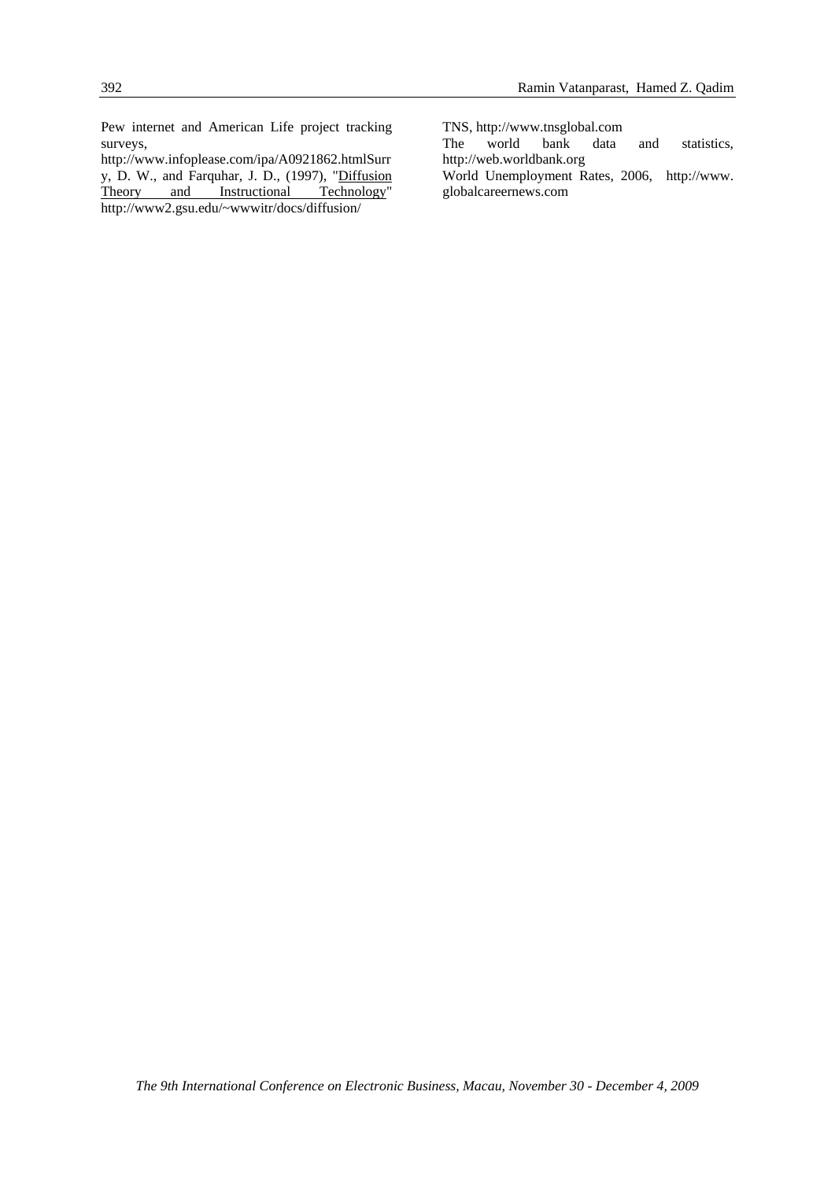Pew internet and American Life project tracking surveys, http://www.infoplease.com/ipa/A0921862.htmlSurry, D. W., and Farquhar, J. D., (1997), "Diffusion Theory and Instructional Technology" http://www2.gsu.edu/~wwwitr/docs/diffusion/

TNS, http://www.tnsglobal.com

The world bank data and statistics, http://web.worldbank.org

World Unemployment Rates, 2006, http://www.globalcareernews.com